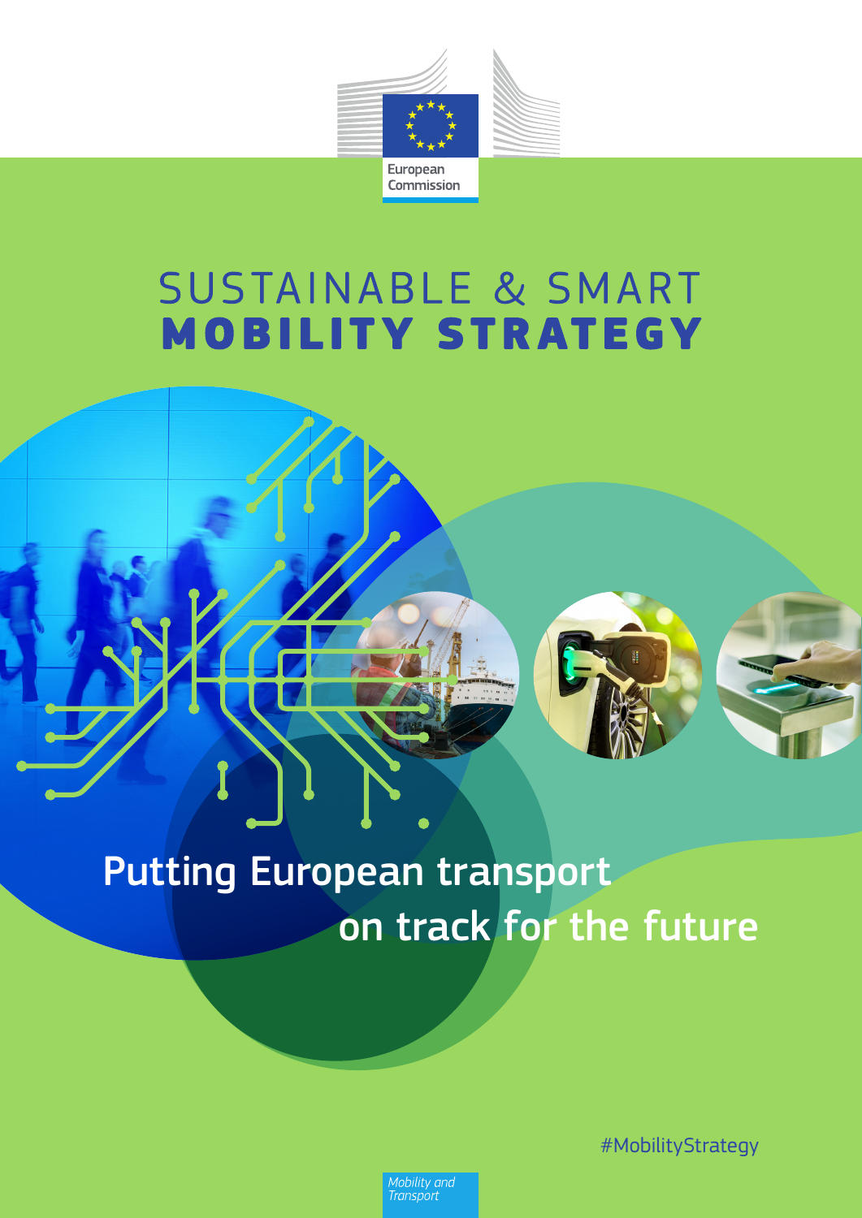European Commission

# SUSTAINABLE & SMART MOBILITY STRATEGY

## Putting European transport on track for the future

#MobilityStrategy

*Mobility and Transport*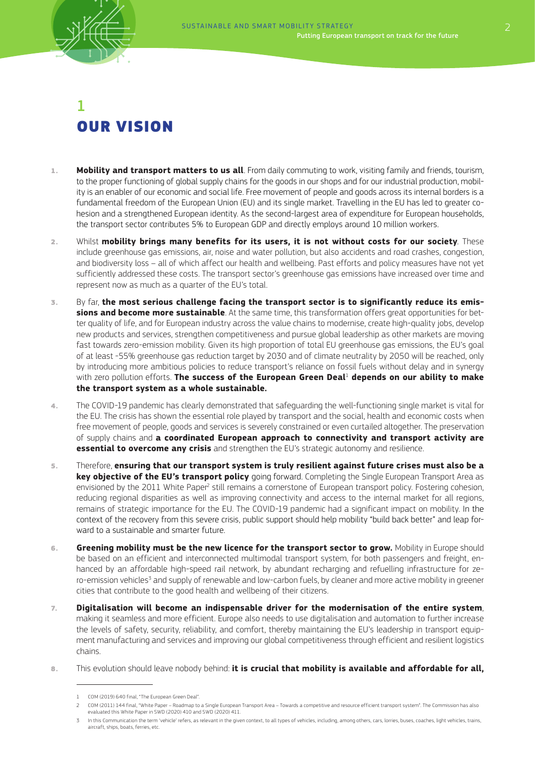# 1
# OUR VISION

1. **Mobility and transport matters to us all**. From daily commuting to work, visiting family and friends, tourism, to the proper functioning of global supply chains for the goods in our shops and for our industrial production, mobility is an enabler of our economic and social life. Free movement of people and goods across its internal borders is a fundamental freedom of the European Union (EU) and its single market. Travelling in the EU has led to greater cohesion and a strengthened European identity. As the second-largest area of expenditure for European households, the transport sector contributes 5% to European GDP and directly employs around 10 million workers.

2. Whilst **mobility brings many benefits for its users, it is not without costs for our society**. These include greenhouse gas emissions, air, noise and water pollution, but also accidents and road crashes, congestion, and biodiversity loss – all of which affect our health and wellbeing. Past efforts and policy measures have not yet sufficiently addressed these costs. The transport sector's greenhouse gas emissions have increased over time and represent now as much as a quarter of the EU's total.

3. By far, **the most serious challenge facing the transport sector is to significantly reduce its emissions and become more sustainable**. At the same time, this transformation offers great opportunities for better quality of life, and for European industry across the value chains to modernise, create high-quality jobs, develop new products and services, strengthen competitiveness and pursue global leadership as other markets are moving fast towards zero-emission mobility. Given its high proportion of total EU greenhouse gas emissions, the EU's goal of at least -55% greenhouse gas reduction target by 2030 and of climate neutrality by 2050 will be reached, only by introducing more ambitious policies to reduce transport's reliance on fossil fuels without delay and in synergy with zero pollution efforts. **The success of the European Green Deal**[1] **depends on our ability to make the transport system as a whole sustainable.**

4. The COVID-19 pandemic has clearly demonstrated that safeguarding the well-functioning single market is vital for the EU. The crisis has shown the essential role played by transport and the social, health and economic costs when free movement of people, goods and services is severely constrained or even curtailed altogether. The preservation of supply chains and **a coordinated European approach to connectivity and transport activity are essential to overcome any crisis** and strengthen the EU's strategic autonomy and resilience.

5. Therefore, **ensuring that our transport system is truly resilient against future crises must also be a key objective of the EU's transport policy** going forward. Completing the Single European Transport Area as envisioned by the 2011 White Paper[2] still remains a cornerstone of European transport policy. Fostering cohesion, reducing regional disparities as well as improving connectivity and access to the internal market for all regions, remains of strategic importance for the EU. The COVID-19 pandemic had a significant impact on mobility. In the context of the recovery from this severe crisis, public support should help mobility "build back better" and leap forward to a sustainable and smarter future.

6. **Greening mobility must be the new licence for the transport sector to grow.** Mobility in Europe should be based on an efficient and interconnected multimodal transport system, for both passengers and freight, enhanced by an affordable high-speed rail network, by abundant recharging and refuelling infrastructure for zero-emission vehicles[3] and supply of renewable and low-carbon fuels, by cleaner and more active mobility in greener cities that contribute to the good health and wellbeing of their citizens.

7. **Digitalisation will become an indispensable driver for the modernisation of the entire system**, making it seamless and more efficient. Europe also needs to use digitalisation and automation to further increase the levels of safety, security, reliability, and comfort, thereby maintaining the EU's leadership in transport equipment manufacturing and services and improving our global competitiveness through efficient and resilient logistics chains.

8. This evolution should leave nobody behind: **it is crucial that mobility is available and affordable for all,**

---

1 COM (2019) 640 final, "The European Green Deal".

2 COM (2011) 144 final, "White Paper – Roadmap to a Single European Transport Area – Towards a competitive and resource efficient transport system". The Commission has also evaluated this White Paper in SWD (2020) 410 and SWD (2020) 411.

3 In this Communication the term 'vehicle' refers, as relevant in the given context, to all types of vehicles, including, among others, cars, lorries, buses, coaches, light vehicles, trains, aircraft, ships, boats, ferries, etc.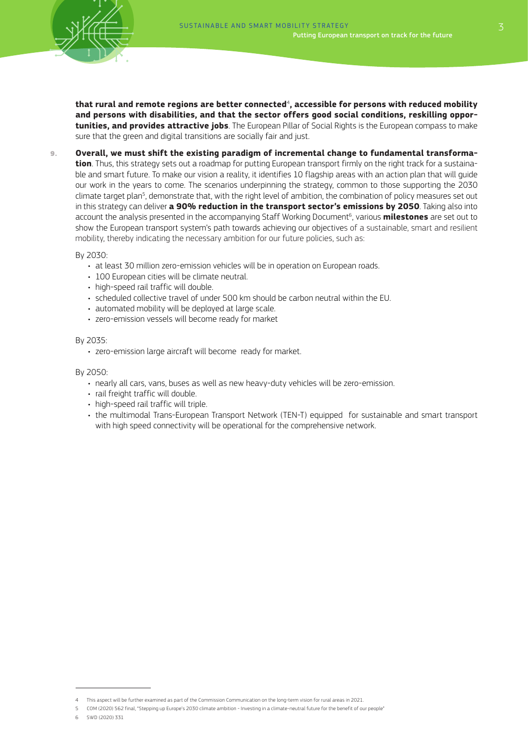**that rural and remote regions are better connected**[4]**, accessible for persons with reduced mobility and persons with disabilities, and that the sector offers good social conditions, reskilling opportunities, and provides attractive jobs**. The European Pillar of Social Rights is the European compass to make sure that the green and digital transitions are socially fair and just.

9. **Overall, we must shift the existing paradigm of incremental change to fundamental transformation**. Thus, this strategy sets out a roadmap for putting European transport firmly on the right track for a sustainable and smart future. To make our vision a reality, it identifies 10 flagship areas with an action plan that will guide our work in the years to come. The scenarios underpinning the strategy, common to those supporting the 2030 climate target plan[5], demonstrate that, with the right level of ambition, the combination of policy measures set out in this strategy can deliver **a 90% reduction in the transport sector's emissions by 2050**. Taking also into account the analysis presented in the accompanying Staff Working Document[6], various **milestones** are set out to show the European transport system's path towards achieving our objectives of a sustainable, smart and resilient mobility, thereby indicating the necessary ambition for our future policies, such as:

By 2030:

- at least 30 million zero-emission vehicles will be in operation on European roads.
- 100 European cities will be climate neutral.
- high-speed rail traffic will double.
- scheduled collective travel of under 500 km should be carbon neutral within the EU.
- automated mobility will be deployed at large scale.
- zero-emission vessels will become ready for market

By 2035:

- zero-emission large aircraft will become ready for market.

By 2050:

- nearly all cars, vans, buses as well as new heavy-duty vehicles will be zero-emission.
- rail freight traffic will double.
- high-speed rail traffic will triple.
- the multimodal Trans-European Transport Network (TEN-T) equipped for sustainable and smart transport with high speed connectivity will be operational for the comprehensive network.

---

4 This aspect will be further examined as part of the Commission Communication on the long-term vision for rural areas in 2021.

5 COM (2020) 562 final, "Stepping up Europe's 2030 climate ambition - Investing in a climate-neutral future for the benefit of our people"

6 SWD (2020) 331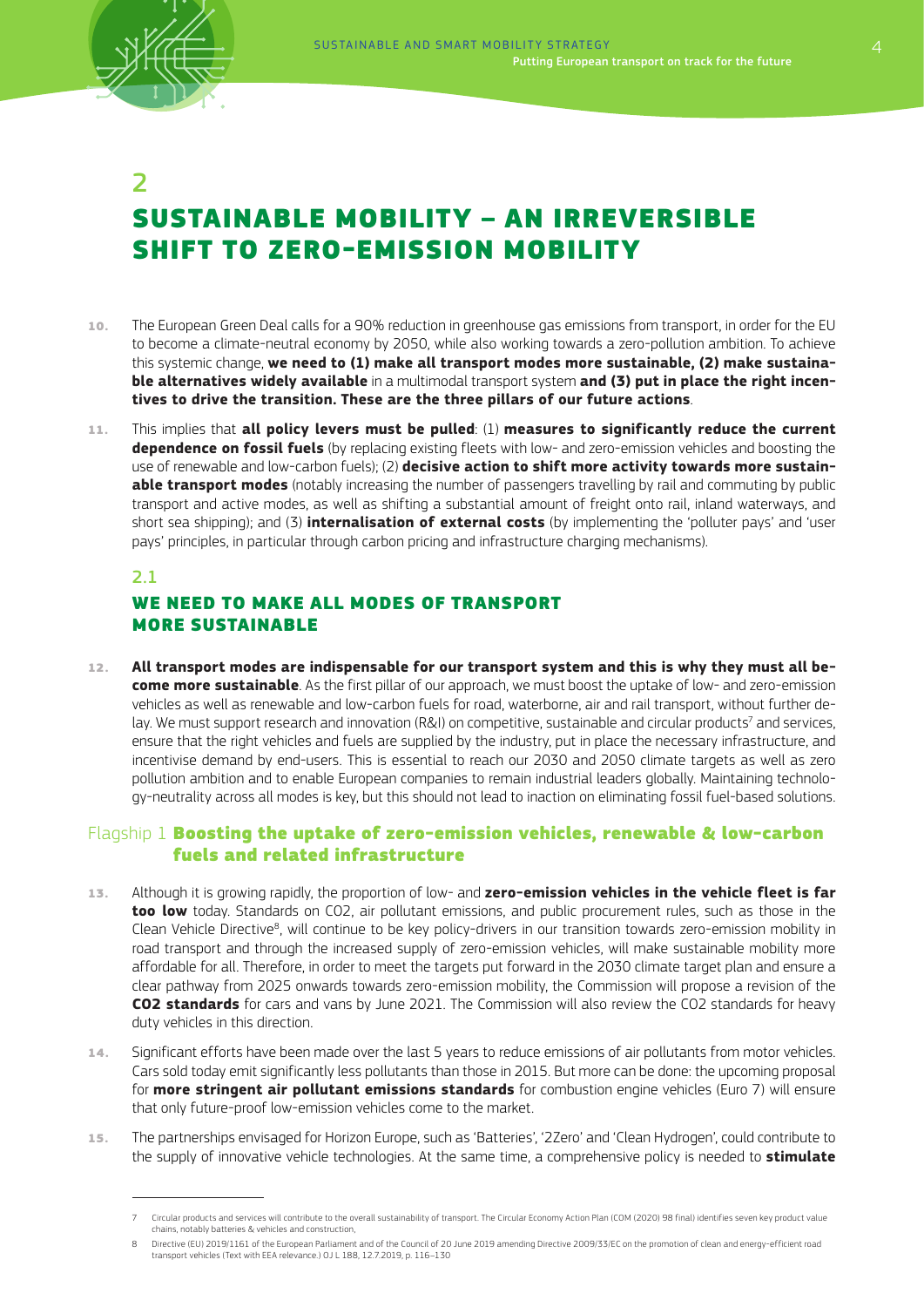# 2

# SUSTAINABLE MOBILITY – AN IRREVERSIBLE SHIFT TO ZERO-EMISSION MOBILITY

**10.** The European Green Deal calls for a 90% reduction in greenhouse gas emissions from transport, in order for the EU to become a climate-neutral economy by 2050, while also working towards a zero-pollution ambition. To achieve this systemic change, **we need to (1) make all transport modes more sustainable, (2) make sustainable alternatives widely available** in a multimodal transport system **and (3) put in place the right incentives to drive the transition. These are the three pillars of our future actions**.

**11.** This implies that **all policy levers must be pulled**: (1) **measures to significantly reduce the current dependence on fossil fuels** (by replacing existing fleets with low- and zero-emission vehicles and boosting the use of renewable and low-carbon fuels); (2) **decisive action to shift more activity towards more sustainable transport modes** (notably increasing the number of passengers travelling by rail and commuting by public transport and active modes, as well as shifting a substantial amount of freight onto rail, inland waterways, and short sea shipping); and (3) **internalisation of external costs** (by implementing the 'polluter pays' and 'user pays' principles, in particular through carbon pricing and infrastructure charging mechanisms).

## 2.1

## WE NEED TO MAKE ALL MODES OF TRANSPORT MORE SUSTAINABLE

**12.** **All transport modes are indispensable for our transport system and this is why they must all become more sustainable**. As the first pillar of our approach, we must boost the uptake of low- and zero-emission vehicles as well as renewable and low-carbon fuels for road, waterborne, air and rail transport, without further delay. We must support research and innovation (R&I) on competitive, sustainable and circular products[7] and services, ensure that the right vehicles and fuels are supplied by the industry, put in place the necessary infrastructure, and incentivise demand by end-users. This is essential to reach our 2030 and 2050 climate targets as well as zero pollution ambition and to enable European companies to remain industrial leaders globally. Maintaining technology-neutrality across all modes is key, but this should not lead to inaction on eliminating fossil fuel-based solutions.

### Flagship 1 **Boosting the uptake of zero-emission vehicles, renewable & low-carbon fuels and related infrastructure**

**13.** Although it is growing rapidly, the proportion of low- and **zero-emission vehicles in the vehicle fleet is far too low** today. Standards on $CO_2$, air pollutant emissions, and public procurement rules, such as those in the Clean Vehicle Directive[8], will continue to be key policy-drivers in our transition towards zero-emission mobility in road transport and through the increased supply of zero-emission vehicles, will make sustainable mobility more affordable for all. Therefore, in order to meet the targets put forward in the 2030 climate target plan and ensure a clear pathway from 2025 onwards towards zero-emission mobility, the Commission will propose a revision of the **$CO_2$ standards** for cars and vans by June 2021. The Commission will also review the $CO_2$ standards for heavy duty vehicles in this direction.

**14.** Significant efforts have been made over the last 5 years to reduce emissions of air pollutants from motor vehicles. Cars sold today emit significantly less pollutants than those in 2015. But more can be done: the upcoming proposal for **more stringent air pollutant emissions standards** for combustion engine vehicles (Euro 7) will ensure that only future-proof low-emission vehicles come to the market.

**15.** The partnerships envisaged for Horizon Europe, such as 'Batteries', '2Zero' and 'Clean Hydrogen', could contribute to the supply of innovative vehicle technologies. At the same time, a comprehensive policy is needed to **stimulate**

---

7 Circular products and services will contribute to the overall sustainability of transport. The Circular Economy Action Plan (COM (2020) 98 final) identifies seven key product value chains, notably batteries & vehicles and construction,

8 Directive (EU) 2019/1161 of the European Parliament and of the Council of 20 June 2019 amending Directive 2009/33/EC on the promotion of clean and energy-efficient road transport vehicles (Text with EEA relevance.) OJ L 188, 12.7.2019, p. 116–130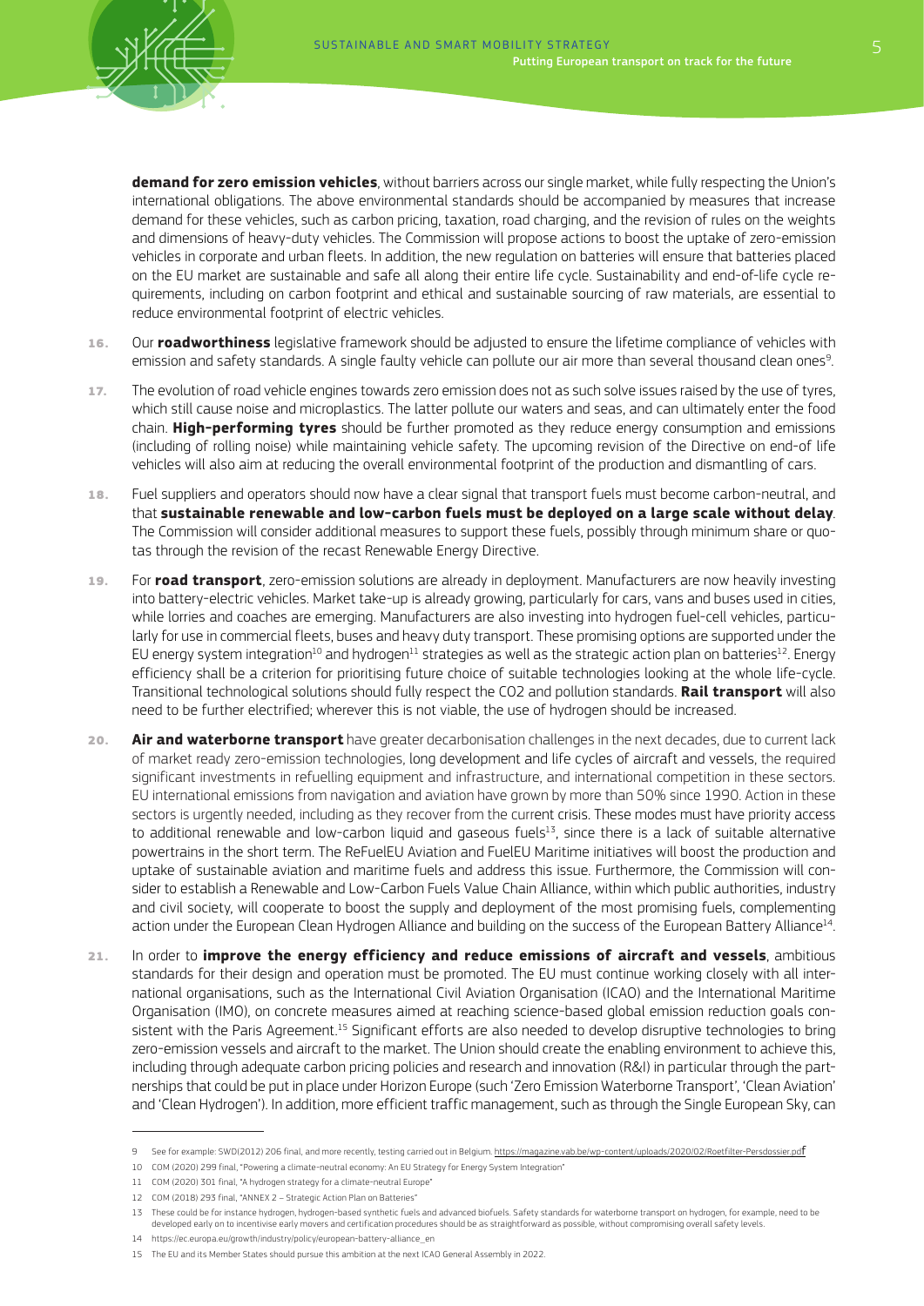**demand for zero emission vehicles**, without barriers across our single market, while fully respecting the Union's international obligations. The above environmental standards should be accompanied by measures that increase demand for these vehicles, such as carbon pricing, taxation, road charging, and the revision of rules on the weights and dimensions of heavy-duty vehicles. The Commission will propose actions to boost the uptake of zero-emission vehicles in corporate and urban fleets. In addition, the new regulation on batteries will ensure that batteries placed on the EU market are sustainable and safe all along their entire life cycle. Sustainability and end-of-life cycle requirements, including on carbon footprint and ethical and sustainable sourcing of raw materials, are essential to reduce environmental footprint of electric vehicles.

16. Our **roadworthiness** legislative framework should be adjusted to ensure the lifetime compliance of vehicles with emission and safety standards. A single faulty vehicle can pollute our air more than several thousand clean ones[9].

17. The evolution of road vehicle engines towards zero emission does not as such solve issues raised by the use of tyres, which still cause noise and microplastics. The latter pollute our waters and seas, and can ultimately enter the food chain. **High-performing tyres** should be further promoted as they reduce energy consumption and emissions (including of rolling noise) while maintaining vehicle safety. The upcoming revision of the Directive on end-of life vehicles will also aim at reducing the overall environmental footprint of the production and dismantling of cars.

18. Fuel suppliers and operators should now have a clear signal that transport fuels must become carbon-neutral, and that **sustainable renewable and low-carbon fuels must be deployed on a large scale without delay**. The Commission will consider additional measures to support these fuels, possibly through minimum share or quotas through the revision of the recast Renewable Energy Directive.

19. For **road transport**, zero-emission solutions are already in deployment. Manufacturers are now heavily investing into battery-electric vehicles. Market take-up is already growing, particularly for cars, vans and buses used in cities, while lorries and coaches are emerging. Manufacturers are also investing into hydrogen fuel-cell vehicles, particularly for use in commercial fleets, buses and heavy duty transport. These promising options are supported under the EU energy system integration[10] and hydrogen[11] strategies as well as the strategic action plan on batteries[12]. Energy efficiency shall be a criterion for prioritising future choice of suitable technologies looking at the whole life-cycle. Transitional technological solutions should fully respect the CO2 and pollution standards. **Rail transport** will also need to be further electrified; wherever this is not viable, the use of hydrogen should be increased.

20. **Air and waterborne transport** have greater decarbonisation challenges in the next decades, due to current lack of market ready zero-emission technologies, long development and life cycles of aircraft and vessels, the required significant investments in refuelling equipment and infrastructure, and international competition in these sectors. EU international emissions from navigation and aviation have grown by more than 50% since 1990. Action in these sectors is urgently needed, including as they recover from the current crisis. These modes must have priority access to additional renewable and low-carbon liquid and gaseous fuels[13], since there is a lack of suitable alternative powertrains in the short term. The ReFuelEU Aviation and FuelEU Maritime initiatives will boost the production and uptake of sustainable aviation and maritime fuels and address this issue. Furthermore, the Commission will consider to establish a Renewable and Low-Carbon Fuels Value Chain Alliance, within which public authorities, industry and civil society, will cooperate to boost the supply and deployment of the most promising fuels, complementing action under the European Clean Hydrogen Alliance and building on the success of the European Battery Alliance[14].

21. In order to **improve the energy efficiency and reduce emissions of aircraft and vessels**, ambitious standards for their design and operation must be promoted. The EU must continue working closely with all international organisations, such as the International Civil Aviation Organisation (ICAO) and the International Maritime Organisation (IMO), on concrete measures aimed at reaching science-based global emission reduction goals consistent with the Paris Agreement.[15] Significant efforts are also needed to develop disruptive technologies to bring zero-emission vessels and aircraft to the market. The Union should create the enabling environment to achieve this, including through adequate carbon pricing policies and research and innovation (R&I) in particular through the partnerships that could be put in place under Horizon Europe (such 'Zero Emission Waterborne Transport', 'Clean Aviation' and 'Clean Hydrogen'). In addition, more efficient traffic management, such as through the Single European Sky, can

---

9 See for example: SWD(2012) 206 final, and more recently, testing carried out in Belgium. https://magazine.vab.be/wp-content/uploads/2020/02/Roetfilter-Persdossier.pdf

10 COM (2020) 299 final, "Powering a climate-neutral economy: An EU Strategy for Energy System Integration"

11 COM (2020) 301 final, "A hydrogen strategy for a climate-neutral Europe"

12 COM (2018) 293 final, "ANNEX 2 – Strategic Action Plan on Batteries"

13 These could be for instance hydrogen, hydrogen-based synthetic fuels and advanced biofuels. Safety standards for waterborne transport on hydrogen, for example, need to be developed early on to incentivise early movers and certification procedures should be as straightforward as possible, without compromising overall safety levels.

14 https://ec.europa.eu/growth/industry/policy/european-battery-alliance_en

15 The EU and its Member States should pursue this ambition at the next ICAO General Assembly in 2022.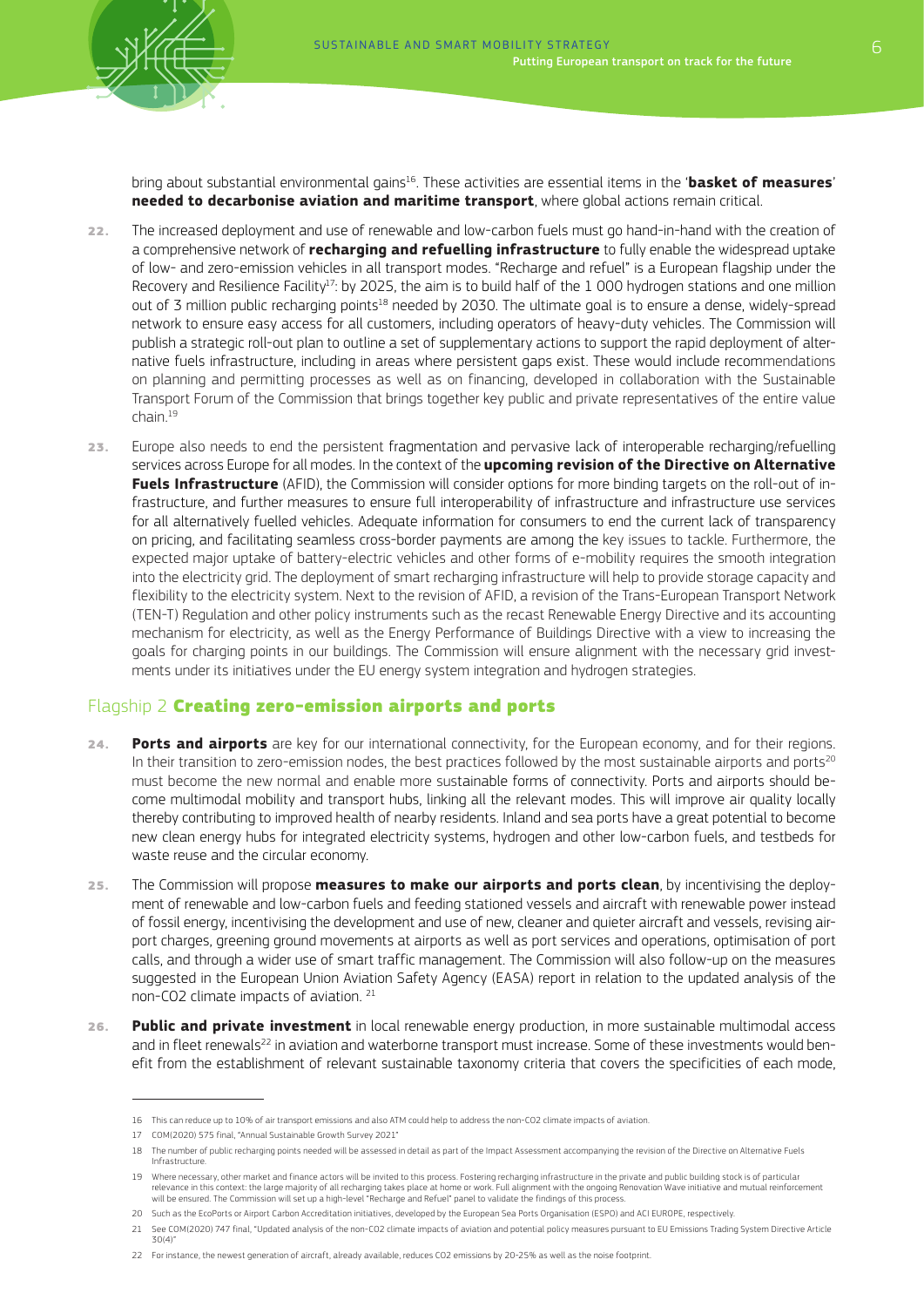bring about substantial environmental gains[16]. These activities are essential items in the '**basket of measures**' **needed to decarbonise aviation and maritime transport**, where global actions remain critical.

**22.** The increased deployment and use of renewable and low-carbon fuels must go hand-in-hand with the creation of a comprehensive network of **recharging and refuelling infrastructure** to fully enable the widespread uptake of low- and zero-emission vehicles in all transport modes. "Recharge and refuel" is a European flagship under the Recovery and Resilience Facility[17]: by 2025, the aim is to build half of the 1 000 hydrogen stations and one million out of 3 million public recharging points[18] needed by 2030. The ultimate goal is to ensure a dense, widely-spread network to ensure easy access for all customers, including operators of heavy-duty vehicles. The Commission will publish a strategic roll-out plan to outline a set of supplementary actions to support the rapid deployment of alternative fuels infrastructure, including in areas where persistent gaps exist. These would include recommendations on planning and permitting processes as well as on financing, developed in collaboration with the Sustainable Transport Forum of the Commission that brings together key public and private representatives of the entire value chain.[19]

**23.** Europe also needs to end the persistent fragmentation and pervasive lack of interoperable recharging/refuelling services across Europe for all modes. In the context of the **upcoming revision of the Directive on Alternative Fuels Infrastructure** (AFID), the Commission will consider options for more binding targets on the roll-out of infrastructure, and further measures to ensure full interoperability of infrastructure and infrastructure use services for all alternatively fuelled vehicles. Adequate information for consumers to end the current lack of transparency on pricing, and facilitating seamless cross-border payments are among the key issues to tackle. Furthermore, the expected major uptake of battery-electric vehicles and other forms of e-mobility requires the smooth integration into the electricity grid. The deployment of smart recharging infrastructure will help to provide storage capacity and flexibility to the electricity system. Next to the revision of AFID, a revision of the Trans-European Transport Network (TEN-T) Regulation and other policy instruments such as the recast Renewable Energy Directive and its accounting mechanism for electricity, as well as the Energy Performance of Buildings Directive with a view to increasing the goals for charging points in our buildings. The Commission will ensure alignment with the necessary grid investments under its initiatives under the EU energy system integration and hydrogen strategies.

## Flagship 2 **Creating zero-emission airports and ports**

**24.** **Ports and airports** are key for our international connectivity, for the European economy, and for their regions. In their transition to zero-emission nodes, the best practices followed by the most sustainable airports and ports[20] must become the new normal and enable more sustainable forms of connectivity. Ports and airports should become multimodal mobility and transport hubs, linking all the relevant modes. This will improve air quality locally thereby contributing to improved health of nearby residents. Inland and sea ports have a great potential to become new clean energy hubs for integrated electricity systems, hydrogen and other low-carbon fuels, and testbeds for waste reuse and the circular economy.

**25.** The Commission will propose **measures to make our airports and ports clean**, by incentivising the deployment of renewable and low-carbon fuels and feeding stationed vessels and aircraft with renewable power instead of fossil energy, incentivising the development and use of new, cleaner and quieter aircraft and vessels, revising airport charges, greening ground movements at airports as well as port services and operations, optimisation of port calls, and through a wider use of smart traffic management. The Commission will also follow-up on the measures suggested in the European Union Aviation Safety Agency (EASA) report in relation to the updated analysis of the non-CO2 climate impacts of aviation.[21]

**26.** **Public and private investment** in local renewable energy production, in more sustainable multimodal access and in fleet renewals[22] in aviation and waterborne transport must increase. Some of these investments would benefit from the establishment of relevant sustainable taxonomy criteria that covers the specificities of each mode,

---

16 This can reduce up to 10% of air transport emissions and also ATM could help to address the non-CO2 climate impacts of aviation.

17 COM(2020) 575 final, "Annual Sustainable Growth Survey 2021"

18 The number of public recharging points needed will be assessed in detail as part of the Impact Assessment accompanying the revision of the Directive on Alternative Fuels Infrastructure.

19 Where necessary, other market and finance actors will be invited to this process. Fostering recharging infrastructure in the private and public building stock is of particular relevance in this context: the large majority of all recharging takes place at home or work. Full alignment with the ongoing Renovation Wave initiative and mutual reinforcement will be ensured. The Commission will set up a high-level "Recharge and Refuel" panel to validate the findings of this process.

20 Such as the EcoPorts or Airport Carbon Accreditation initiatives, developed by the European Sea Ports Organisation (ESPO) and ACI EUROPE, respectively.

21 See COM(2020) 747 final, "Updated analysis of the non-CO2 climate impacts of aviation and potential policy measures pursuant to EU Emissions Trading System Directive Article 30(4)"

22 For instance, the newest generation of aircraft, already available, reduces CO2 emissions by 20-25% as well as the noise footprint.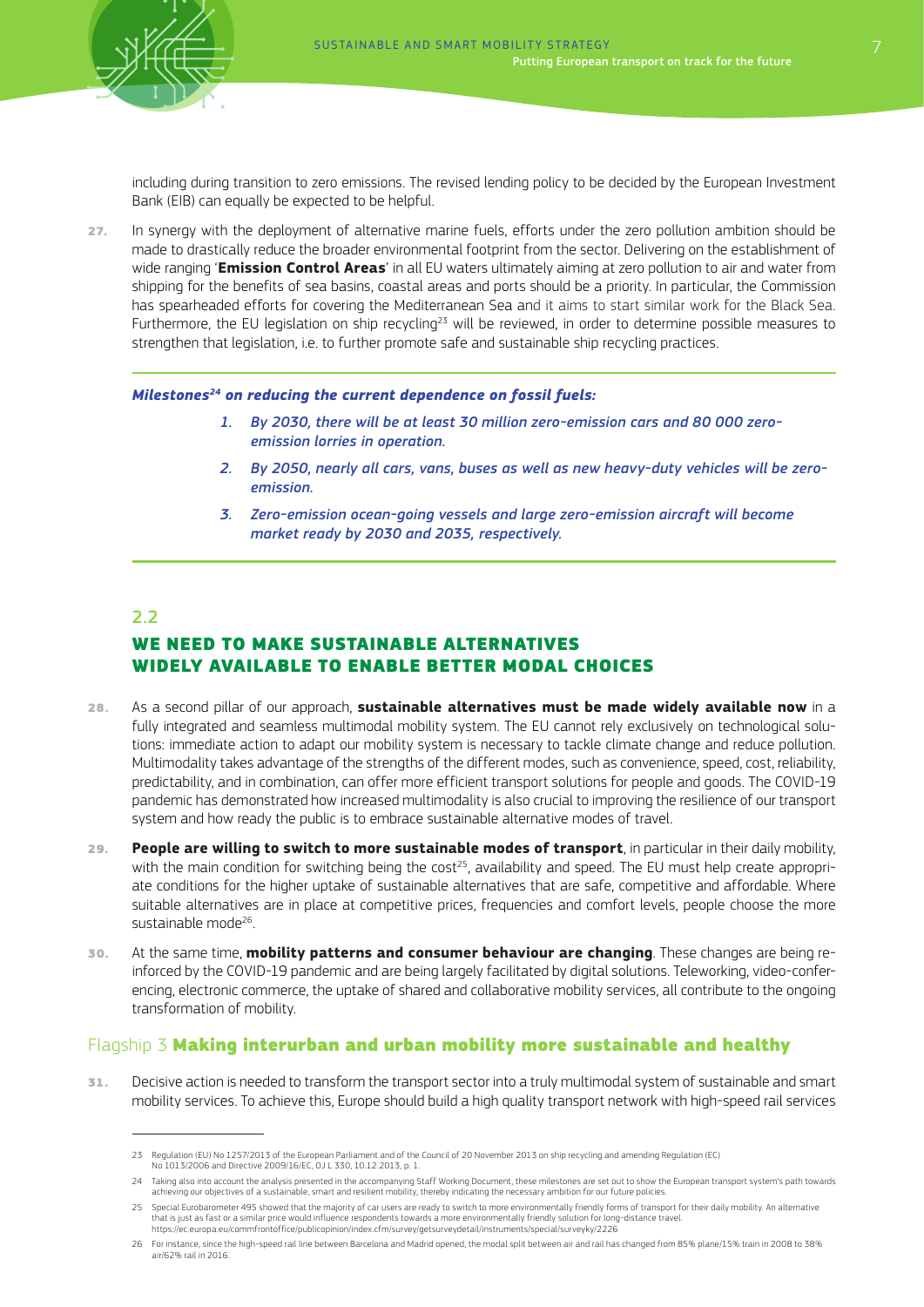including during transition to zero emissions. The revised lending policy to be decided by the European Investment Bank (EIB) can equally be expected to be helpful.

**27.** In synergy with the deployment of alternative marine fuels, efforts under the zero pollution ambition should be made to drastically reduce the broader environmental footprint from the sector. Delivering on the establishment of wide ranging '**Emission Control Areas**' in all EU waters ultimately aiming at zero pollution to air and water from shipping for the benefits of sea basins, coastal areas and ports should be a priority. In particular, the Commission has spearheaded efforts for covering the Mediterranean Sea and it aims to start similar work for the Black Sea. Furthermore, the EU legislation on ship recycling[23] will be reviewed, in order to determine possible measures to strengthen that legislation, i.e. to further promote safe and sustainable ship recycling practices.

***Milestones[24] on reducing the current dependence on fossil fuels:***

1. *By 2030, there will be at least 30 million zero-emission cars and 80 000 zero-emission lorries in operation.*
2. *By 2050, nearly all cars, vans, buses as well as new heavy-duty vehicles will be zero-emission.*
3. *Zero-emission ocean-going vessels and large zero-emission aircraft will become market ready by 2030 and 2035, respectively.*

## 2.2 WE NEED TO MAKE SUSTAINABLE ALTERNATIVES WIDELY AVAILABLE TO ENABLE BETTER MODAL CHOICES

**28.** As a second pillar of our approach, **sustainable alternatives must be made widely available now** in a fully integrated and seamless multimodal mobility system. The EU cannot rely exclusively on technological solutions: immediate action to adapt our mobility system is necessary to tackle climate change and reduce pollution. Multimodality takes advantage of the strengths of the different modes, such as convenience, speed, cost, reliability, predictability, and in combination, can offer more efficient transport solutions for people and goods. The COVID-19 pandemic has demonstrated how increased multimodality is also crucial to improving the resilience of our transport system and how ready the public is to embrace sustainable alternative modes of travel.

**29.** **People are willing to switch to more sustainable modes of transport**, in particular in their daily mobility, with the main condition for switching being the cost[25], availability and speed. The EU must help create appropriate conditions for the higher uptake of sustainable alternatives that are safe, competitive and affordable. Where suitable alternatives are in place at competitive prices, frequencies and comfort levels, people choose the more sustainable mode[26].

**30.** At the same time, **mobility patterns and consumer behaviour are changing**. These changes are being reinforced by the COVID-19 pandemic and are being largely facilitated by digital solutions. Teleworking, video-conferencing, electronic commerce, the uptake of shared and collaborative mobility services, all contribute to the ongoing transformation of mobility.

### Flagship 3 **Making interurban and urban mobility more sustainable and healthy**

**31.** Decisive action is needed to transform the transport sector into a truly multimodal system of sustainable and smart mobility services. To achieve this, Europe should build a high quality transport network with high-speed rail services

---

23 Regulation (EU) No 1257/2013 of the European Parliament and of the Council of 20 November 2013 on ship recycling and amending Regulation (EC) No 1013/2006 and Directive 2009/16/EC, OJ L 330, 10.12.2013, p. 1.

24 Taking also into account the analysis presented in the accompanying Staff Working Document, these milestones are set out to show the European transport system's path towards achieving our objectives of a sustainable, smart and resilient mobility, thereby indicating the necessary ambition for our future policies.

25 Special Eurobarometer 495 showed that the majority of car users are ready to switch to more environmentally friendly forms of transport for their daily mobility. An alternative that is just as fast or a similar price would influence respondents towards a more environmentally friendly solution for long-distance travel. https://ec.europa.eu/commfrontoffice/publicopinion/index.cfm/survey/getsurveydetail/instruments/special/surveyky/2226

26 For instance, since the high-speed rail line between Barcelona and Madrid opened, the modal split between air and rail has changed from 85% plane/15% train in 2008 to 38% air/62% rail in 2016.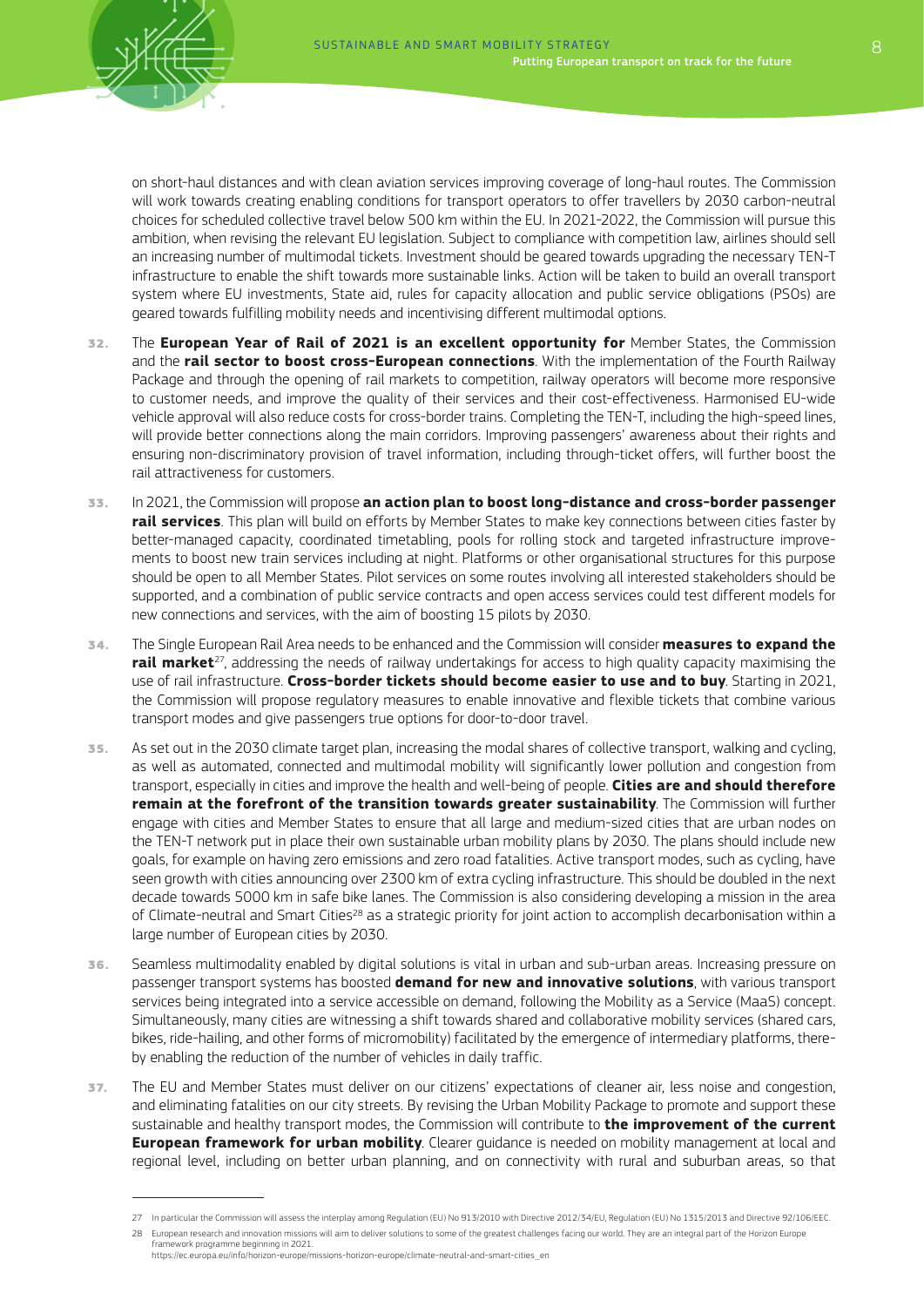on short-haul distances and with clean aviation services improving coverage of long-haul routes. The Commission will work towards creating enabling conditions for transport operators to offer travellers by 2030 carbon-neutral choices for scheduled collective travel below 500 km within the EU. In 2021-2022, the Commission will pursue this ambition, when revising the relevant EU legislation. Subject to compliance with competition law, airlines should sell an increasing number of multimodal tickets. Investment should be geared towards upgrading the necessary TEN-T infrastructure to enable the shift towards more sustainable links. Action will be taken to build an overall transport system where EU investments, State aid, rules for capacity allocation and public service obligations (PSOs) are geared towards fulfilling mobility needs and incentivising different multimodal options.

32. The **European Year of Rail of 2021 is an excellent opportunity for** Member States, the Commission and the **rail sector to boost cross-European connections**. With the implementation of the Fourth Railway Package and through the opening of rail markets to competition, railway operators will become more responsive to customer needs, and improve the quality of their services and their cost-effectiveness. Harmonised EU-wide vehicle approval will also reduce costs for cross-border trains. Completing the TEN-T, including the high-speed lines, will provide better connections along the main corridors. Improving passengers' awareness about their rights and ensuring non-discriminatory provision of travel information, including through-ticket offers, will further boost the rail attractiveness for customers.

33. In 2021, the Commission will propose **an action plan to boost long-distance and cross-border passenger rail services**. This plan will build on efforts by Member States to make key connections between cities faster by better-managed capacity, coordinated timetabling, pools for rolling stock and targeted infrastructure improvements to boost new train services including at night. Platforms or other organisational structures for this purpose should be open to all Member States. Pilot services on some routes involving all interested stakeholders should be supported, and a combination of public service contracts and open access services could test different models for new connections and services, with the aim of boosting 15 pilots by 2030.

34. The Single European Rail Area needs to be enhanced and the Commission will consider **measures to expand the rail market**[27], addressing the needs of railway undertakings for access to high quality capacity maximising the use of rail infrastructure. **Cross-border tickets should become easier to use and to buy**. Starting in 2021, the Commission will propose regulatory measures to enable innovative and flexible tickets that combine various transport modes and give passengers true options for door-to-door travel.

35. As set out in the 2030 climate target plan, increasing the modal shares of collective transport, walking and cycling, as well as automated, connected and multimodal mobility will significantly lower pollution and congestion from transport, especially in cities and improve the health and well-being of people. **Cities are and should therefore remain at the forefront of the transition towards greater sustainability**. The Commission will further engage with cities and Member States to ensure that all large and medium-sized cities that are urban nodes on the TEN-T network put in place their own sustainable urban mobility plans by 2030. The plans should include new goals, for example on having zero emissions and zero road fatalities. Active transport modes, such as cycling, have seen growth with cities announcing over 2300 km of extra cycling infrastructure. This should be doubled in the next decade towards 5000 km in safe bike lanes. The Commission is also considering developing a mission in the area of Climate-neutral and Smart Cities[28] as a strategic priority for joint action to accomplish decarbonisation within a large number of European cities by 2030.

36. Seamless multimodality enabled by digital solutions is vital in urban and sub-urban areas. Increasing pressure on passenger transport systems has boosted **demand for new and innovative solutions**, with various transport services being integrated into a service accessible on demand, following the Mobility as a Service (MaaS) concept. Simultaneously, many cities are witnessing a shift towards shared and collaborative mobility services (shared cars, bikes, ride-hailing, and other forms of micromobility) facilitated by the emergence of intermediary platforms, thereby enabling the reduction of the number of vehicles in daily traffic.

37. The EU and Member States must deliver on our citizens' expectations of cleaner air, less noise and congestion, and eliminating fatalities on our city streets. By revising the Urban Mobility Package to promote and support these sustainable and healthy transport modes, the Commission will contribute to **the improvement of the current European framework for urban mobility**. Clearer guidance is needed on mobility management at local and regional level, including on better urban planning, and on connectivity with rural and suburban areas, so that

---

27 In particular the Commission will assess the interplay among Regulation (EU) No 913/2010 with Directive 2012/34/EU, Regulation (EU) No 1315/2013 and Directive 92/106/EEC.

28 European research and innovation missions will aim to deliver solutions to some of the greatest challenges facing our world. They are an integral part of the Horizon Europe framework programme beginning in 2021. https://ec.europa.eu/info/horizon-europe/missions-horizon-europe/climate-neutral-and-smart-cities_en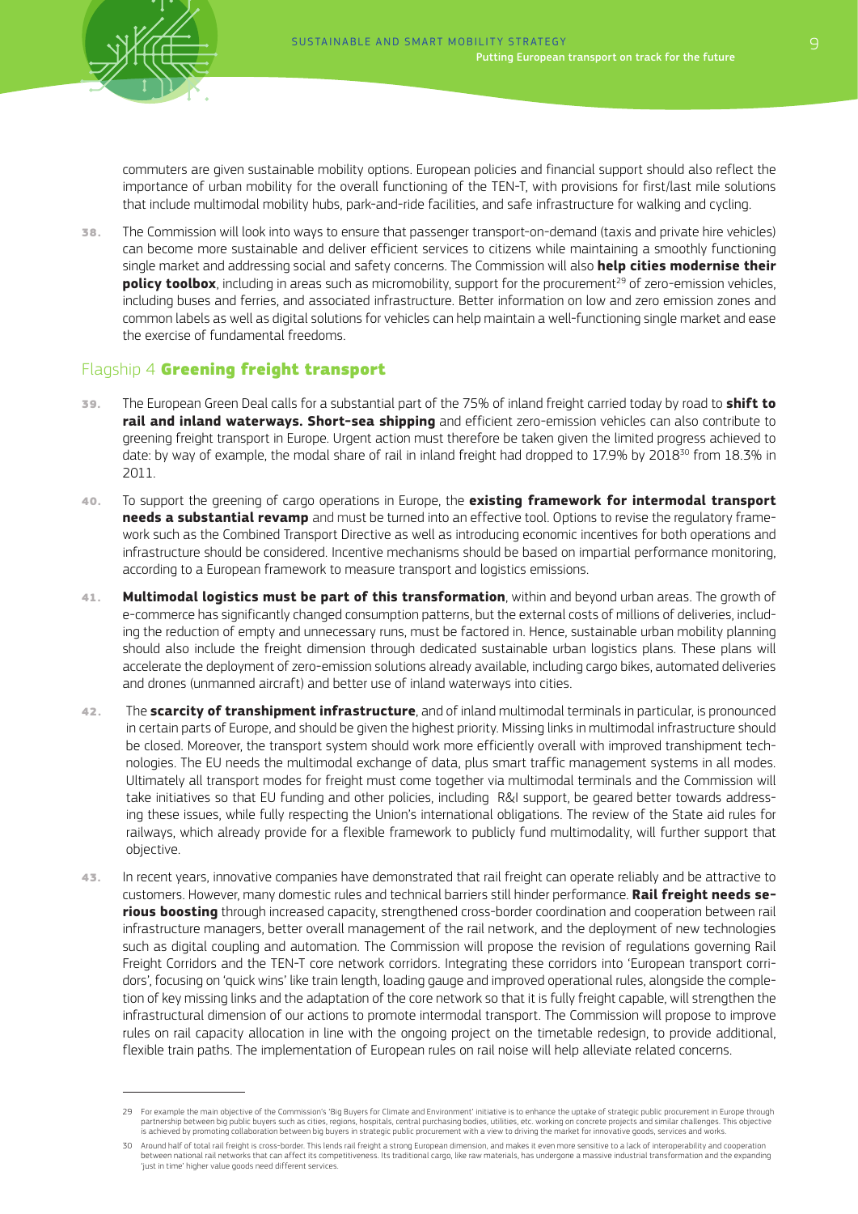commuters are given sustainable mobility options. European policies and financial support should also reflect the importance of urban mobility for the overall functioning of the TEN-T, with provisions for first/last mile solutions that include multimodal mobility hubs, park-and-ride facilities, and safe infrastructure for walking and cycling.

**38.** The Commission will look into ways to ensure that passenger transport-on-demand (taxis and private hire vehicles) can become more sustainable and deliver efficient services to citizens while maintaining a smoothly functioning single market and addressing social and safety concerns. The Commission will also **help cities modernise their policy toolbox**, including in areas such as micromobility, support for the procurement[29] of zero-emission vehicles, including buses and ferries, and associated infrastructure. Better information on low and zero emission zones and common labels as well as digital solutions for vehicles can help maintain a well-functioning single market and ease the exercise of fundamental freedoms.

## Flagship 4 **Greening freight transport**

**39.** The European Green Deal calls for a substantial part of the 75% of inland freight carried today by road to **shift to rail and inland waterways. Short-sea shipping** and efficient zero-emission vehicles can also contribute to greening freight transport in Europe. Urgent action must therefore be taken given the limited progress achieved to date: by way of example, the modal share of rail in inland freight had dropped to 17.9% by 2018[30] from 18.3% in 2011.

**40.** To support the greening of cargo operations in Europe, the **existing framework for intermodal transport needs a substantial revamp** and must be turned into an effective tool. Options to revise the regulatory framework such as the Combined Transport Directive as well as introducing economic incentives for both operations and infrastructure should be considered. Incentive mechanisms should be based on impartial performance monitoring, according to a European framework to measure transport and logistics emissions.

**41.** **Multimodal logistics must be part of this transformation**, within and beyond urban areas. The growth of e-commerce has significantly changed consumption patterns, but the external costs of millions of deliveries, including the reduction of empty and unnecessary runs, must be factored in. Hence, sustainable urban mobility planning should also include the freight dimension through dedicated sustainable urban logistics plans. These plans will accelerate the deployment of zero-emission solutions already available, including cargo bikes, automated deliveries and drones (unmanned aircraft) and better use of inland waterways into cities.

**42.** The **scarcity of transhipment infrastructure**, and of inland multimodal terminals in particular, is pronounced in certain parts of Europe, and should be given the highest priority. Missing links in multimodal infrastructure should be closed. Moreover, the transport system should work more efficiently overall with improved transhipment technologies. The EU needs the multimodal exchange of data, plus smart traffic management systems in all modes. Ultimately all transport modes for freight must come together via multimodal terminals and the Commission will take initiatives so that EU funding and other policies, including R&I support, be geared better towards addressing these issues, while fully respecting the Union's international obligations. The review of the State aid rules for railways, which already provide for a flexible framework to publicly fund multimodality, will further support that objective.

**43.** In recent years, innovative companies have demonstrated that rail freight can operate reliably and be attractive to customers. However, many domestic rules and technical barriers still hinder performance. **Rail freight needs serious boosting** through increased capacity, strengthened cross-border coordination and cooperation between rail infrastructure managers, better overall management of the rail network, and the deployment of new technologies such as digital coupling and automation. The Commission will propose the revision of regulations governing Rail Freight Corridors and the TEN-T core network corridors. Integrating these corridors into 'European transport corridors', focusing on 'quick wins' like train length, loading gauge and improved operational rules, alongside the completion of key missing links and the adaptation of the core network so that it is fully freight capable, will strengthen the infrastructural dimension of our actions to promote intermodal transport. The Commission will propose to improve rules on rail capacity allocation in line with the ongoing project on the timetable redesign, to provide additional, flexible train paths. The implementation of European rules on rail noise will help alleviate related concerns.

---

29 For example the main objective of the Commission's 'Big Buyers for Climate and Environment' initiative is to enhance the uptake of strategic public procurement in Europe through partnership between big public buyers such as cities, regions, hospitals, central purchasing bodies, utilities, etc. working on concrete projects and similar challenges. This objective is achieved by promoting collaboration between big buyers in strategic public procurement with a view to driving the market for innovative goods, services and works.

30 Around half of total rail freight is cross-border. This lends rail freight a strong European dimension, and makes it even more sensitive to a lack of interoperability and cooperation between national rail networks that can affect its competitiveness. Its traditional cargo, like raw materials, has undergone a massive industrial transformation and the expanding 'just in time' higher value goods need different services.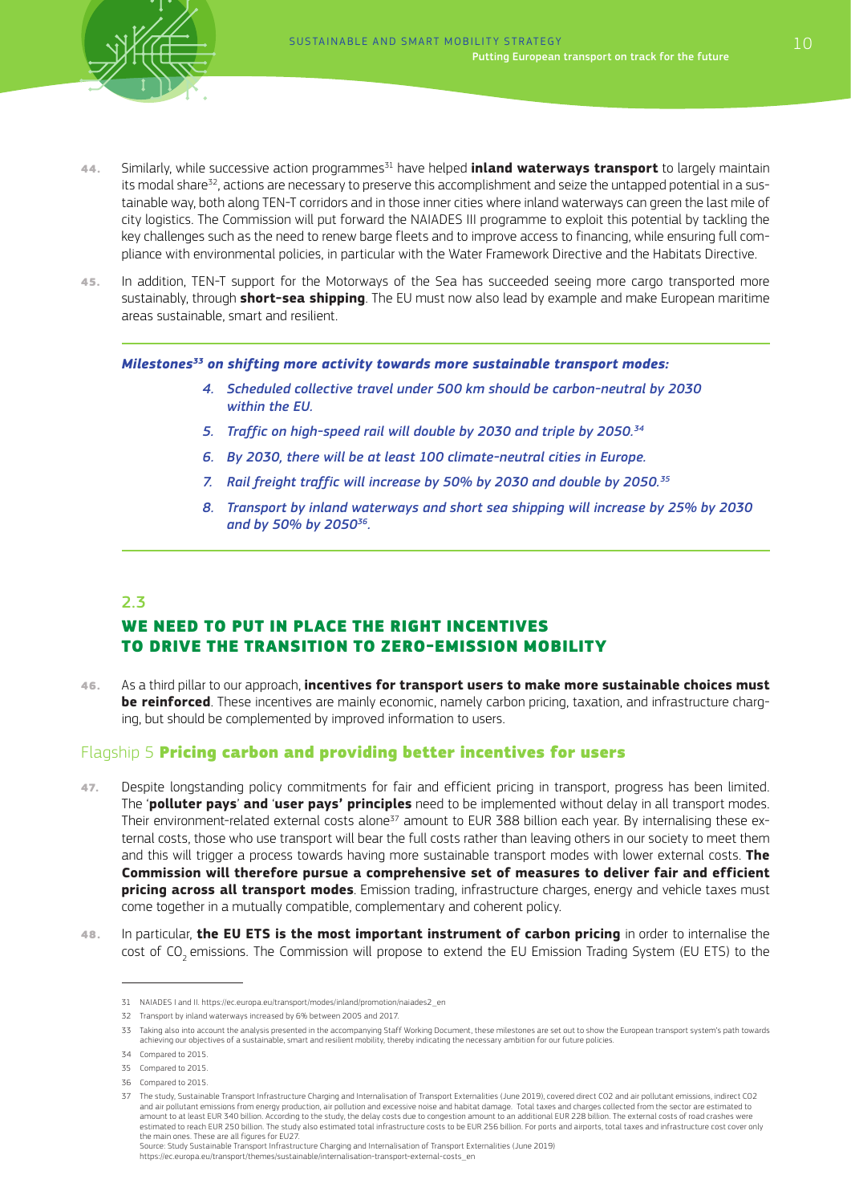44. Similarly, while successive action programmes[31] have helped **inland waterways transport** to largely maintain its modal share[32], actions are necessary to preserve this accomplishment and seize the untapped potential in a sustainable way, both along TEN-T corridors and in those inner cities where inland waterways can green the last mile of city logistics. The Commission will put forward the NAIADES III programme to exploit this potential by tackling the key challenges such as the need to renew barge fleets and to improve access to financing, while ensuring full compliance with environmental policies, in particular with the Water Framework Directive and the Habitats Directive.

45. In addition, TEN-T support for the Motorways of the Sea has succeeded seeing more cargo transported more sustainably, through **short-sea shipping**. The EU must now also lead by example and make European maritime areas sustainable, smart and resilient.

***Milestones[33] on shifting more activity towards more sustainable transport modes:***

4. *Scheduled collective travel under 500 km should be carbon-neutral by 2030 within the EU.*
5. *Traffic on high-speed rail will double by 2030 and triple by 2050.[34]*
6. *By 2030, there will be at least 100 climate-neutral cities in Europe.*
7. *Rail freight traffic will increase by 50% by 2030 and double by 2050.[35]*
8. *Transport by inland waterways and short sea shipping will increase by 25% by 2030 and by 50% by 2050[36].*

## 2.3 WE NEED TO PUT IN PLACE THE RIGHT INCENTIVES TO DRIVE THE TRANSITION TO ZERO-EMISSION MOBILITY

46. As a third pillar to our approach, **incentives for transport users to make more sustainable choices must be reinforced**. These incentives are mainly economic, namely carbon pricing, taxation, and infrastructure charging, but should be complemented by improved information to users.

### Flagship 5 **Pricing carbon and providing better incentives for users**

47. Despite longstanding policy commitments for fair and efficient pricing in transport, progress has been limited. The '**polluter pays**' **and** '**user pays' principles** need to be implemented without delay in all transport modes. Their environment-related external costs alone[37] amount to EUR 388 billion each year. By internalising these external costs, those who use transport will bear the full costs rather than leaving others in our society to meet them and this will trigger a process towards having more sustainable transport modes with lower external costs. **The Commission will therefore pursue a comprehensive set of measures to deliver fair and efficient pricing across all transport modes**. Emission trading, infrastructure charges, energy and vehicle taxes must come together in a mutually compatible, complementary and coherent policy.

48. In particular, **the EU ETS is the most important instrument of carbon pricing** in order to internalise the cost of $CO_2$ emissions. The Commission will propose to extend the EU Emission Trading System (EU ETS) to the

---

31 NAIADES I and II. https://ec.europa.eu/transport/modes/inland/promotion/naiades2_en

32 Transport by inland waterways increased by 6% between 2005 and 2017.

33 Taking also into account the analysis presented in the accompanying Staff Working Document, these milestones are set out to show the European transport system's path towards achieving our objectives of a sustainable, smart and resilient mobility, thereby indicating the necessary ambition for our future policies.

34 Compared to 2015.

35 Compared to 2015.

36 Compared to 2015.

37 The study, Sustainable Transport Infrastructure Charging and Internalisation of Transport Externalities (June 2019), covered direct CO2 and air pollutant emissions, indirect CO2 and air pollutant emissions from energy production, air pollution and excessive noise and habitat damage. Total taxes and charges collected from the sector are estimated to amount to at least EUR 340 billion. According to the study, the delay costs due to congestion amount to an additional EUR 228 billion. The external costs of road crashes were estimated to reach EUR 250 billion. The study also estimated total infrastructure costs to be EUR 256 billion. For ports and airports, total taxes and infrastructure cost cover only the main ones. These are all figures for EU27.
Source: Study Sustainable Transport Infrastructure Charging and Internalisation of Transport Externalities (June 2019)
https://ec.europa.eu/transport/themes/sustainable/internalisation-transport-external-costs_en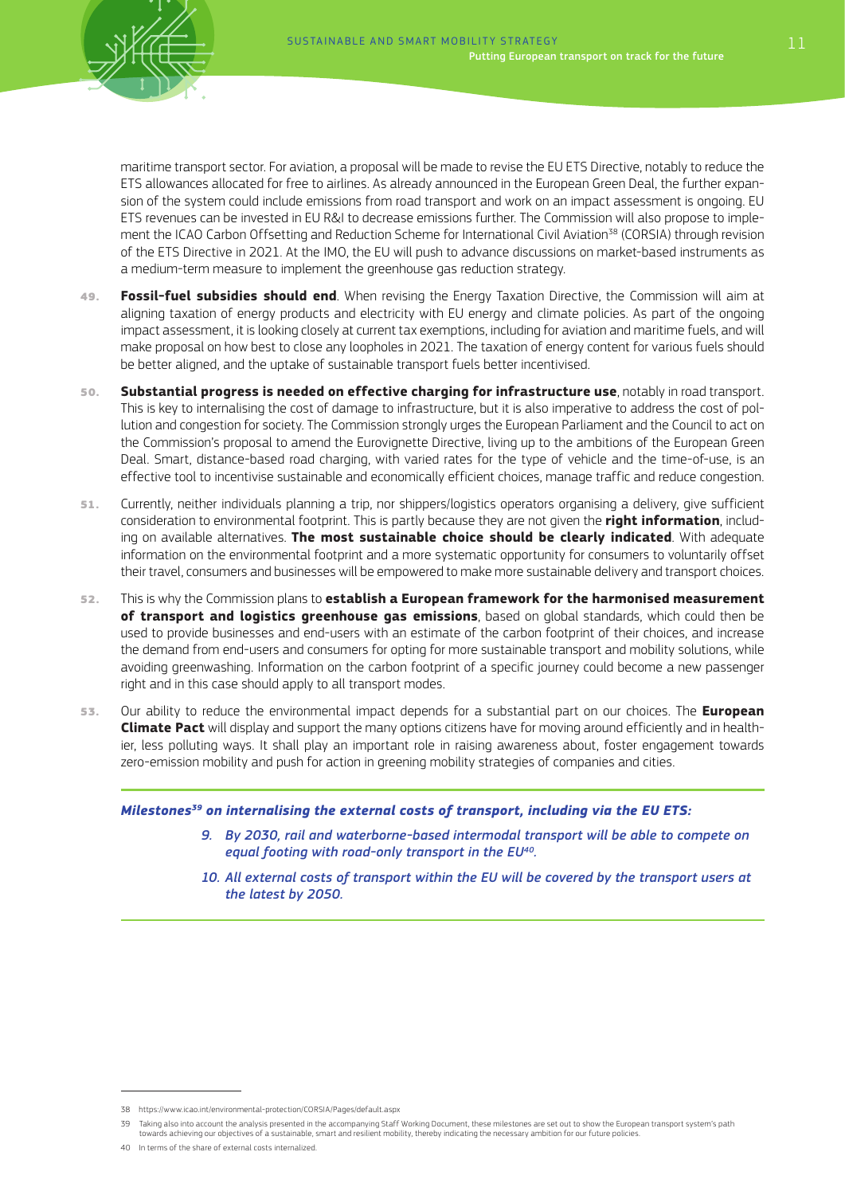maritime transport sector. For aviation, a proposal will be made to revise the EU ETS Directive, notably to reduce the ETS allowances allocated for free to airlines. As already announced in the European Green Deal, the further expansion of the system could include emissions from road transport and work on an impact assessment is ongoing. EU ETS revenues can be invested in EU R&I to decrease emissions further. The Commission will also propose to implement the ICAO Carbon Offsetting and Reduction Scheme for International Civil Aviation[38] (CORSIA) through revision of the ETS Directive in 2021. At the IMO, the EU will push to advance discussions on market-based instruments as a medium-term measure to implement the greenhouse gas reduction strategy.

49. **Fossil-fuel subsidies should end**. When revising the Energy Taxation Directive, the Commission will aim at aligning taxation of energy products and electricity with EU energy and climate policies. As part of the ongoing impact assessment, it is looking closely at current tax exemptions, including for aviation and maritime fuels, and will make proposal on how best to close any loopholes in 2021. The taxation of energy content for various fuels should be better aligned, and the uptake of sustainable transport fuels better incentivised.

50. **Substantial progress is needed on effective charging for infrastructure use**, notably in road transport. This is key to internalising the cost of damage to infrastructure, but it is also imperative to address the cost of pollution and congestion for society. The Commission strongly urges the European Parliament and the Council to act on the Commission's proposal to amend the Eurovignette Directive, living up to the ambitions of the European Green Deal. Smart, distance-based road charging, with varied rates for the type of vehicle and the time-of-use, is an effective tool to incentivise sustainable and economically efficient choices, manage traffic and reduce congestion.

51. Currently, neither individuals planning a trip, nor shippers/logistics operators organising a delivery, give sufficient consideration to environmental footprint. This is partly because they are not given the **right information**, including on available alternatives. **The most sustainable choice should be clearly indicated**. With adequate information on the environmental footprint and a more systematic opportunity for consumers to voluntarily offset their travel, consumers and businesses will be empowered to make more sustainable delivery and transport choices.

52. This is why the Commission plans to **establish a European framework for the harmonised measurement of transport and logistics greenhouse gas emissions**, based on global standards, which could then be used to provide businesses and end-users with an estimate of the carbon footprint of their choices, and increase the demand from end-users and consumers for opting for more sustainable transport and mobility solutions, while avoiding greenwashing. Information on the carbon footprint of a specific journey could become a new passenger right and in this case should apply to all transport modes.

53. Our ability to reduce the environmental impact depends for a substantial part on our choices. The **European Climate Pact** will display and support the many options citizens have for moving around efficiently and in healthier, less polluting ways. It shall play an important role in raising awareness about, foster engagement towards zero-emission mobility and push for action in greening mobility strategies of companies and cities.

---

***Milestones[39] on internalising the external costs of transport, including via the EU ETS:***

*9. By 2030, rail and waterborne-based intermodal transport will be able to compete on equal footing with road-only transport in the EU[40].*

*10. All external costs of transport within the EU will be covered by the transport users at the latest by 2050.*

---

38 https://www.icao.int/environmental-protection/CORSIA/Pages/default.aspx

39 Taking also into account the analysis presented in the accompanying Staff Working Document, these milestones are set out to show the European transport system's path towards achieving our objectives of a sustainable, smart and resilient mobility, thereby indicating the necessary ambition for our future policies.

40 In terms of the share of external costs internalized.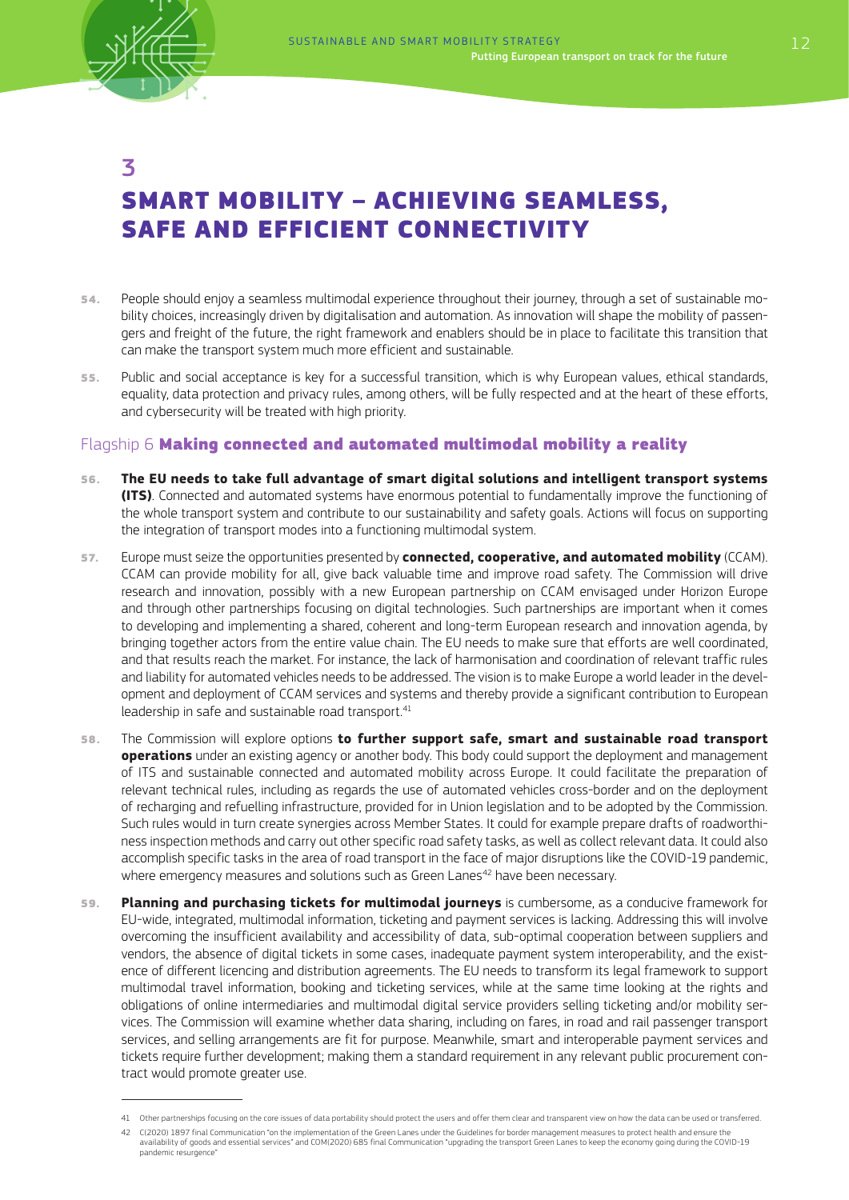# 3

# SMART MOBILITY – ACHIEVING SEAMLESS, SAFE AND EFFICIENT CONNECTIVITY

**54.** People should enjoy a seamless multimodal experience throughout their journey, through a set of sustainable mobility choices, increasingly driven by digitalisation and automation. As innovation will shape the mobility of passengers and freight of the future, the right framework and enablers should be in place to facilitate this transition that can make the transport system much more efficient and sustainable.

**55.** Public and social acceptance is key for a successful transition, which is why European values, ethical standards, equality, data protection and privacy rules, among others, will be fully respected and at the heart of these efforts, and cybersecurity will be treated with high priority.

## Flagship 6 **Making connected and automated multimodal mobility a reality**

**56.** **The EU needs to take full advantage of smart digital solutions and intelligent transport systems (ITS)**. Connected and automated systems have enormous potential to fundamentally improve the functioning of the whole transport system and contribute to our sustainability and safety goals. Actions will focus on supporting the integration of transport modes into a functioning multimodal system.

**57.** Europe must seize the opportunities presented by **connected, cooperative, and automated mobility** (CCAM). CCAM can provide mobility for all, give back valuable time and improve road safety. The Commission will drive research and innovation, possibly with a new European partnership on CCAM envisaged under Horizon Europe and through other partnerships focusing on digital technologies. Such partnerships are important when it comes to developing and implementing a shared, coherent and long-term European research and innovation agenda, by bringing together actors from the entire value chain. The EU needs to make sure that efforts are well coordinated, and that results reach the market. For instance, the lack of harmonisation and coordination of relevant traffic rules and liability for automated vehicles needs to be addressed. The vision is to make Europe a world leader in the development and deployment of CCAM services and systems and thereby provide a significant contribution to European leadership in safe and sustainable road transport.[41]

**58.** The Commission will explore options **to further support safe, smart and sustainable road transport operations** under an existing agency or another body. This body could support the deployment and management of ITS and sustainable connected and automated mobility across Europe. It could facilitate the preparation of relevant technical rules, including as regards the use of automated vehicles cross-border and on the deployment of recharging and refuelling infrastructure, provided for in Union legislation and to be adopted by the Commission. Such rules would in turn create synergies across Member States. It could for example prepare drafts of roadworthiness inspection methods and carry out other specific road safety tasks, as well as collect relevant data. It could also accomplish specific tasks in the area of road transport in the face of major disruptions like the COVID-19 pandemic, where emergency measures and solutions such as Green Lanes[42] have been necessary.

**59.** **Planning and purchasing tickets for multimodal journeys** is cumbersome, as a conducive framework for EU-wide, integrated, multimodal information, ticketing and payment services is lacking. Addressing this will involve overcoming the insufficient availability and accessibility of data, sub-optimal cooperation between suppliers and vendors, the absence of digital tickets in some cases, inadequate payment system interoperability, and the existence of different licencing and distribution agreements. The EU needs to transform its legal framework to support multimodal travel information, booking and ticketing services, while at the same time looking at the rights and obligations of online intermediaries and multimodal digital service providers selling ticketing and/or mobility services. The Commission will examine whether data sharing, including on fares, in road and rail passenger transport services, and selling arrangements are fit for purpose. Meanwhile, smart and interoperable payment services and tickets require further development; making them a standard requirement in any relevant public procurement contract would promote greater use.

---

41 Other partnerships focusing on the core issues of data portability should protect the users and offer them clear and transparent view on how the data can be used or transferred.

42 C(2020) 1897 final Communication "on the implementation of the Green Lanes under the Guidelines for border management measures to protect health and ensure the availability of goods and essential services" and COM(2020) 685 final Communication "upgrading the transport Green Lanes to keep the economy going during the COVID-19 pandemic resurgence"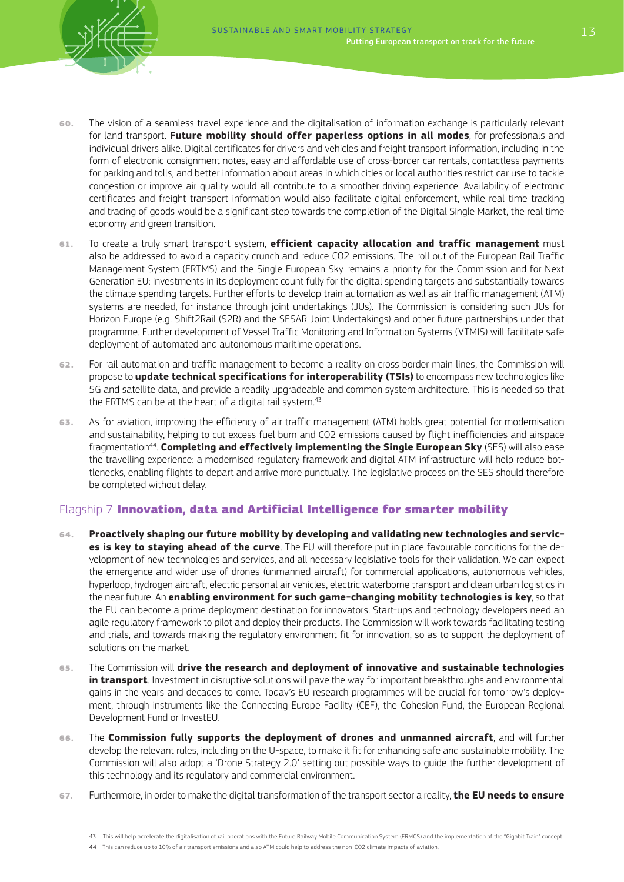60. The vision of a seamless travel experience and the digitalisation of information exchange is particularly relevant for land transport. **Future mobility should offer paperless options in all modes**, for professionals and individual drivers alike. Digital certificates for drivers and vehicles and freight transport information, including in the form of electronic consignment notes, easy and affordable use of cross-border car rentals, contactless payments for parking and tolls, and better information about areas in which cities or local authorities restrict car use to tackle congestion or improve air quality would all contribute to a smoother driving experience. Availability of electronic certificates and freight transport information would also facilitate digital enforcement, while real time tracking and tracing of goods would be a significant step towards the completion of the Digital Single Market, the real time economy and green transition.

61. To create a truly smart transport system, **efficient capacity allocation and traffic management** must also be addressed to avoid a capacity crunch and reduce $CO_2$ emissions. The roll out of the European Rail Traffic Management System (ERTMS) and the Single European Sky remains a priority for the Commission and for Next Generation EU: investments in its deployment count fully for the digital spending targets and substantially towards the climate spending targets. Further efforts to develop train automation as well as air traffic management (ATM) systems are needed, for instance through joint undertakings (JUs). The Commission is considering such JUs for Horizon Europe (e.g. Shift2Rail (S2R) and the SESAR Joint Undertakings) and other future partnerships under that programme. Further development of Vessel Traffic Monitoring and Information Systems (VTMIS) will facilitate safe deployment of automated and autonomous maritime operations.

62. For rail automation and traffic management to become a reality on cross border main lines, the Commission will propose to **update technical specifications for interoperability (TSIs)** to encompass new technologies like 5G and satellite data, and provide a readily upgradeable and common system architecture. This is needed so that the ERTMS can be at the heart of a digital rail system.[43]

63. As for aviation, improving the efficiency of air traffic management (ATM) holds great potential for modernisation and sustainability, helping to cut excess fuel burn and $CO_2$ emissions caused by flight inefficiencies and airspace fragmentation[44]. **Completing and effectively implementing the Single European Sky** (SES) will also ease the travelling experience: a modernised regulatory framework and digital ATM infrastructure will help reduce bottlenecks, enabling flights to depart and arrive more punctually. The legislative process on the SES should therefore be completed without delay.

## Flagship 7 **Innovation, data and Artificial Intelligence for smarter mobility**

64. **Proactively shaping our future mobility by developing and validating new technologies and services is key to staying ahead of the curve**. The EU will therefore put in place favourable conditions for the development of new technologies and services, and all necessary legislative tools for their validation. We can expect the emergence and wider use of drones (unmanned aircraft) for commercial applications, autonomous vehicles, hyperloop, hydrogen aircraft, electric personal air vehicles, electric waterborne transport and clean urban logistics in the near future. An **enabling environment for such game-changing mobility technologies is key**, so that the EU can become a prime deployment destination for innovators. Start-ups and technology developers need an agile regulatory framework to pilot and deploy their products. The Commission will work towards facilitating testing and trials, and towards making the regulatory environment fit for innovation, so as to support the deployment of solutions on the market.

65. The Commission will **drive the research and deployment of innovative and sustainable technologies in transport**. Investment in disruptive solutions will pave the way for important breakthroughs and environmental gains in the years and decades to come. Today's EU research programmes will be crucial for tomorrow's deployment, through instruments like the Connecting Europe Facility (CEF), the Cohesion Fund, the European Regional Development Fund or InvestEU.

66. The **Commission fully supports the deployment of drones and unmanned aircraft**, and will further develop the relevant rules, including on the U-space, to make it fit for enhancing safe and sustainable mobility. The Commission will also adopt a 'Drone Strategy 2.0' setting out possible ways to guide the further development of this technology and its regulatory and commercial environment.

67. Furthermore, in order to make the digital transformation of the transport sector a reality, **the EU needs to ensure**

---

43 This will help accelerate the digitalisation of rail operations with the Future Railway Mobile Communication System (FRMCS) and the implementation of the "Gigabit Train" concept.

44 This can reduce up to 10% of air transport emissions and also ATM could help to address the non-$CO_2$ climate impacts of aviation.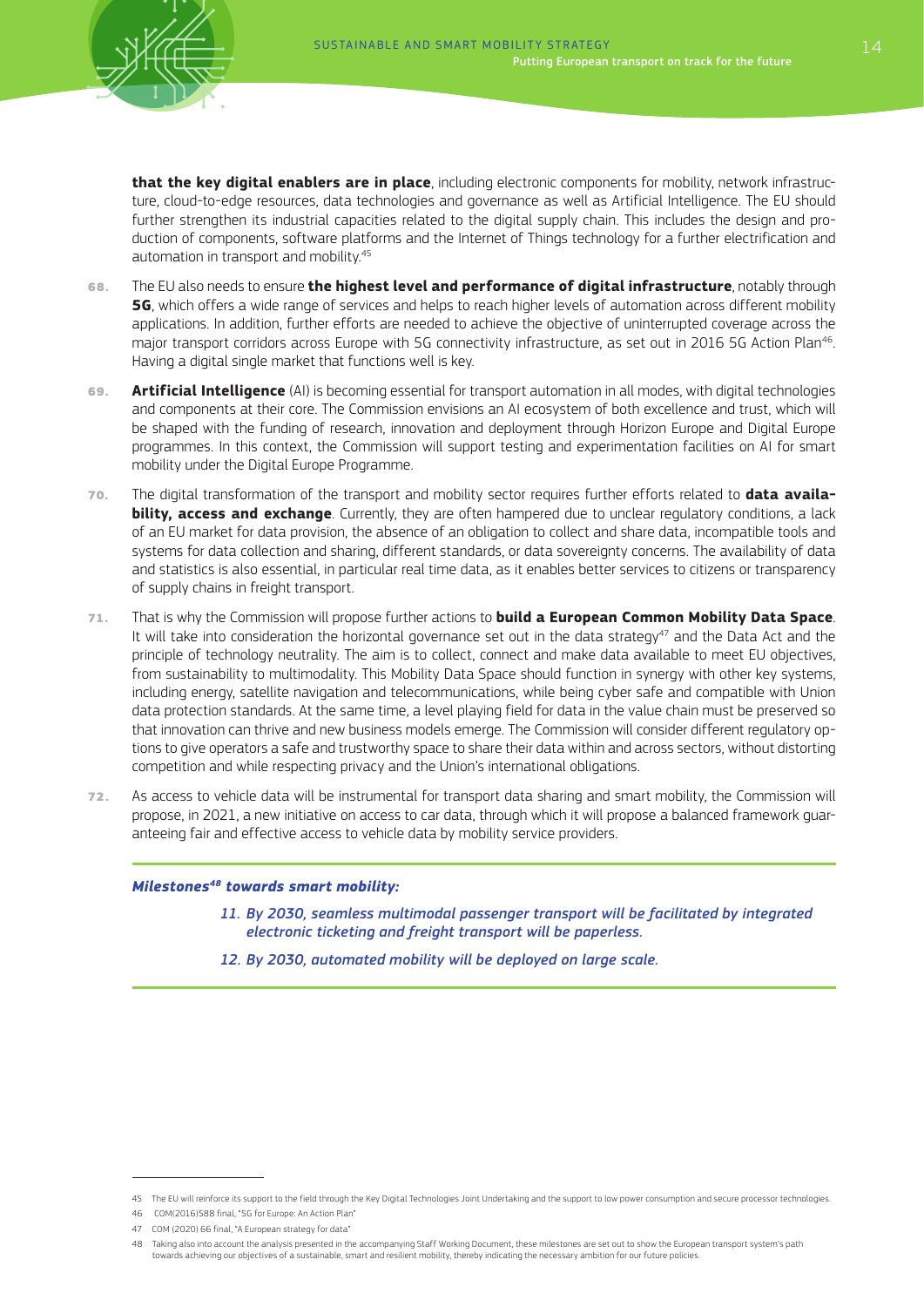**that the key digital enablers are in place**, including electronic components for mobility, network infrastructure, cloud-to-edge resources, data technologies and governance as well as Artificial Intelligence. The EU should further strengthen its industrial capacities related to the digital supply chain. This includes the design and production of components, software platforms and the Internet of Things technology for a further electrification and automation in transport and mobility.[45]

68. The EU also needs to ensure **the highest level and performance of digital infrastructure**, notably through **5G**, which offers a wide range of services and helps to reach higher levels of automation across different mobility applications. In addition, further efforts are needed to achieve the objective of uninterrupted coverage across the major transport corridors across Europe with 5G connectivity infrastructure, as set out in 2016 5G Action Plan[46]. Having a digital single market that functions well is key.

69. **Artificial Intelligence** (AI) is becoming essential for transport automation in all modes, with digital technologies and components at their core. The Commission envisions an AI ecosystem of both excellence and trust, which will be shaped with the funding of research, innovation and deployment through Horizon Europe and Digital Europe programmes. In this context, the Commission will support testing and experimentation facilities on AI for smart mobility under the Digital Europe Programme.

70. The digital transformation of the transport and mobility sector requires further efforts related to **data availability, access and exchange**. Currently, they are often hampered due to unclear regulatory conditions, a lack of an EU market for data provision, the absence of an obligation to collect and share data, incompatible tools and systems for data collection and sharing, different standards, or data sovereignty concerns. The availability of data and statistics is also essential, in particular real time data, as it enables better services to citizens or transparency of supply chains in freight transport.

71. That is why the Commission will propose further actions to **build a European Common Mobility Data Space**. It will take into consideration the horizontal governance set out in the data strategy[47] and the Data Act and the principle of technology neutrality. The aim is to collect, connect and make data available to meet EU objectives, from sustainability to multimodality. This Mobility Data Space should function in synergy with other key systems, including energy, satellite navigation and telecommunications, while being cyber safe and compatible with Union data protection standards. At the same time, a level playing field for data in the value chain must be preserved so that innovation can thrive and new business models emerge. The Commission will consider different regulatory options to give operators a safe and trustworthy space to share their data within and across sectors, without distorting competition and while respecting privacy and the Union's international obligations.

72. As access to vehicle data will be instrumental for transport data sharing and smart mobility, the Commission will propose, in 2021, a new initiative on access to car data, through which it will propose a balanced framework guaranteeing fair and effective access to vehicle data by mobility service providers.

***Milestones[48] towards smart mobility:***

*11. By 2030, seamless multimodal passenger transport will be facilitated by integrated electronic ticketing and freight transport will be paperless.*

*12. By 2030, automated mobility will be deployed on large scale.*

---

45 The EU will reinforce its support to the field through the Key Digital Technologies Joint Undertaking and the support to low power consumption and secure processor technologies.

46 COM(2016)588 final, "5G for Europe: An Action Plan"

47 COM (2020) 66 final, "A European strategy for data"

48 Taking also into account the analysis presented in the accompanying Staff Working Document, these milestones are set out to show the European transport system's path towards achieving our objectives of a sustainable, smart and resilient mobility, thereby indicating the necessary ambition for our future policies.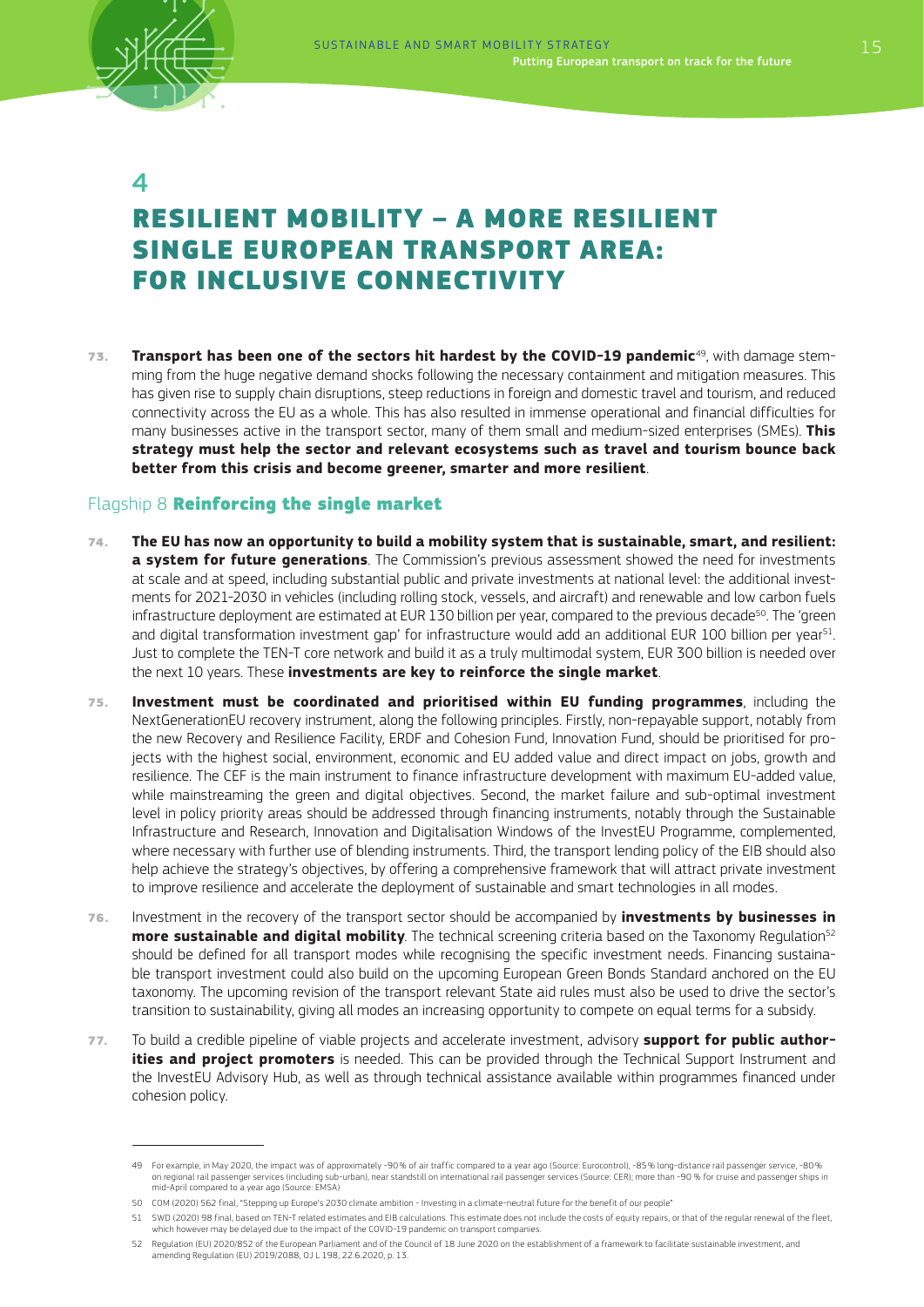# 4

# RESILIENT MOBILITY – A MORE RESILIENT SINGLE EUROPEAN TRANSPORT AREA: FOR INCLUSIVE CONNECTIVITY

**73.** **Transport has been one of the sectors hit hardest by the COVID-19 pandemic**[49], with damage stemming from the huge negative demand shocks following the necessary containment and mitigation measures. This has given rise to supply chain disruptions, steep reductions in foreign and domestic travel and tourism, and reduced connectivity across the EU as a whole. This has also resulted in immense operational and financial difficulties for many businesses active in the transport sector, many of them small and medium-sized enterprises (SMEs). **This strategy must help the sector and relevant ecosystems such as travel and tourism bounce back better from this crisis and become greener, smarter and more resilient**.

## Flagship 8 **Reinforcing the single market**

**74.** **The EU has now an opportunity to build a mobility system that is sustainable, smart, and resilient: a system for future generations**. The Commission's previous assessment showed the need for investments at scale and at speed, including substantial public and private investments at national level: the additional investments for 2021-2030 in vehicles (including rolling stock, vessels, and aircraft) and renewable and low carbon fuels infrastructure deployment are estimated at EUR 130 billion per year, compared to the previous decade[50]. The 'green and digital transformation investment gap' for infrastructure would add an additional EUR 100 billion per year[51]. Just to complete the TEN-T core network and build it as a truly multimodal system, EUR 300 billion is needed over the next 10 years. These **investments are key to reinforce the single market**.

**75.** **Investment must be coordinated and prioritised within EU funding programmes**, including the NextGenerationEU recovery instrument, along the following principles. Firstly, non-repayable support, notably from the new Recovery and Resilience Facility, ERDF and Cohesion Fund, Innovation Fund, should be prioritised for projects with the highest social, environment, economic and EU added value and direct impact on jobs, growth and resilience. The CEF is the main instrument to finance infrastructure development with maximum EU-added value, while mainstreaming the green and digital objectives. Second, the market failure and sub-optimal investment level in policy priority areas should be addressed through financing instruments, notably through the Sustainable Infrastructure and Research, Innovation and Digitalisation Windows of the InvestEU Programme, complemented, where necessary with further use of blending instruments. Third, the transport lending policy of the EIB should also help achieve the strategy's objectives, by offering a comprehensive framework that will attract private investment to improve resilience and accelerate the deployment of sustainable and smart technologies in all modes.

**76.** Investment in the recovery of the transport sector should be accompanied by **investments by businesses in more sustainable and digital mobility**. The technical screening criteria based on the Taxonomy Regulation[52] should be defined for all transport modes while recognising the specific investment needs. Financing sustainable transport investment could also build on the upcoming European Green Bonds Standard anchored on the EU taxonomy. The upcoming revision of the transport relevant State aid rules must also be used to drive the sector's transition to sustainability, giving all modes an increasing opportunity to compete on equal terms for a subsidy.

**77.** To build a credible pipeline of viable projects and accelerate investment, advisory **support for public authorities and project promoters** is needed. This can be provided through the Technical Support Instrument and the InvestEU Advisory Hub, as well as through technical assistance available within programmes financed under cohesion policy.

---

49 For example, in May 2020, the impact was of approximately -90% of air traffic compared to a year ago (Source: Eurocontrol), -85% long-distance rail passenger service, -80% on regional rail passenger services (including sub-urban), near standstill on international rail passenger services (Source: CER); more than -90 % for cruise and passenger ships in mid-April compared to a year ago (Source: EMSA)

50 COM (2020) 562 final, "Stepping up Europe's 2030 climate ambition - Investing in a climate-neutral future for the benefit of our people"

51 SWD (2020) 98 final, based on TEN-T related estimates and EIB calculations. This estimate does not include the costs of equity repairs, or that of the regular renewal of the fleet, which however may be delayed due to the impact of the COVID-19 pandemic on transport companies.

52 Regulation (EU) 2020/852 of the European Parliament and of the Council of 18 June 2020 on the establishment of a framework to facilitate sustainable investment, and amending Regulation (EU) 2019/2088, OJ L 198, 22.6.2020, p. 13.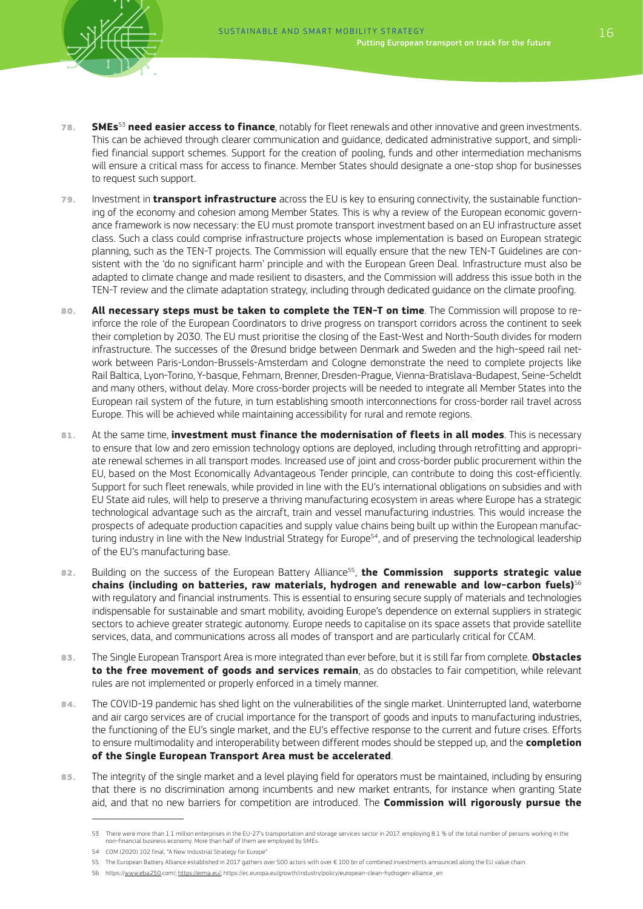78. **SMEs**[53] **need easier access to finance**, notably for fleet renewals and other innovative and green investments. This can be achieved through clearer communication and guidance, dedicated administrative support, and simplified financial support schemes. Support for the creation of pooling, funds and other intermediation mechanisms will ensure a critical mass for access to finance. Member States should designate a one-stop shop for businesses to request such support.

79. Investment in **transport infrastructure** across the EU is key to ensuring connectivity, the sustainable functioning of the economy and cohesion among Member States. This is why a review of the European economic governance framework is now necessary: the EU must promote transport investment based on an EU infrastructure asset class. Such a class could comprise infrastructure projects whose implementation is based on European strategic planning, such as the TEN-T projects. The Commission will equally ensure that the new TEN-T Guidelines are consistent with the 'do no significant harm' principle and with the European Green Deal. Infrastructure must also be adapted to climate change and made resilient to disasters, and the Commission will address this issue both in the TEN-T review and the climate adaptation strategy, including through dedicated guidance on the climate proofing.

80. **All necessary steps must be taken to complete the TEN-T on time**. The Commission will propose to reinforce the role of the European Coordinators to drive progress on transport corridors across the continent to seek their completion by 2030. The EU must prioritise the closing of the East-West and North-South divides for modern infrastructure. The successes of the Øresund bridge between Denmark and Sweden and the high-speed rail network between Paris-London-Brussels-Amsterdam and Cologne demonstrate the need to complete projects like Rail Baltica, Lyon-Torino, Y-basque, Fehmarn, Brenner, Dresden-Prague, Vienna-Bratislava-Budapest, Seine-Scheldt and many others, without delay. More cross-border projects will be needed to integrate all Member States into the European rail system of the future, in turn establishing smooth interconnections for cross-border rail travel across Europe. This will be achieved while maintaining accessibility for rural and remote regions.

81. At the same time, **investment must finance the modernisation of fleets in all modes**. This is necessary to ensure that low and zero emission technology options are deployed, including through retrofitting and appropriate renewal schemes in all transport modes. Increased use of joint and cross-border public procurement within the EU, based on the Most Economically Advantageous Tender principle, can contribute to doing this cost-efficiently. Support for such fleet renewals, while provided in line with the EU's international obligations on subsidies and with EU State aid rules, will help to preserve a thriving manufacturing ecosystem in areas where Europe has a strategic technological advantage such as the aircraft, train and vessel manufacturing industries. This would increase the prospects of adequate production capacities and supply value chains being built up within the European manufacturing industry in line with the New Industrial Strategy for Europe[54], and of preserving the technological leadership of the EU's manufacturing base.

82. Building on the success of the European Battery Alliance[55], **the Commission supports strategic value chains (including on batteries, raw materials, hydrogen and renewable and low-carbon fuels)**[56] with regulatory and financial instruments. This is essential to ensuring secure supply of materials and technologies indispensable for sustainable and smart mobility, avoiding Europe's dependence on external suppliers in strategic sectors to achieve greater strategic autonomy. Europe needs to capitalise on its space assets that provide satellite services, data, and communications across all modes of transport and are particularly critical for CCAM.

83. The Single European Transport Area is more integrated than ever before, but it is still far from complete. **Obstacles to the free movement of goods and services remain**, as do obstacles to fair competition, while relevant rules are not implemented or properly enforced in a timely manner.

84. The COVID-19 pandemic has shed light on the vulnerabilities of the single market. Uninterrupted land, waterborne and air cargo services are of crucial importance for the transport of goods and inputs to manufacturing industries, the functioning of the EU's single market, and the EU's effective response to the current and future crises. Efforts to ensure multimodality and interoperability between different modes should be stepped up, and the **completion of the Single European Transport Area must be accelerated**.

85. The integrity of the single market and a level playing field for operators must be maintained, including by ensuring that there is no discrimination among incumbents and new market entrants, for instance when granting State aid, and that no new barriers for competition are introduced. The **Commission will rigorously pursue the**

---

53 There were more than 1.1 million enterprises in the EU-27's transportation and storage services sector in 2017, employing 8.1 % of the total number of persons working in the non-financial business economy. More than half of them are employed by SMEs.

54 COM (2020) 102 final, "A New Industrial Strategy for Europe"

55 The European Battery Alliance established in 2017 gathers over 500 actors with over € 100 bn of combined investments announced along the EU value chain.

56 https://www.eba250.com/; https://erma.eu/; https://ec.europa.eu/growth/industry/policy/european-clean-hydrogen-alliance_en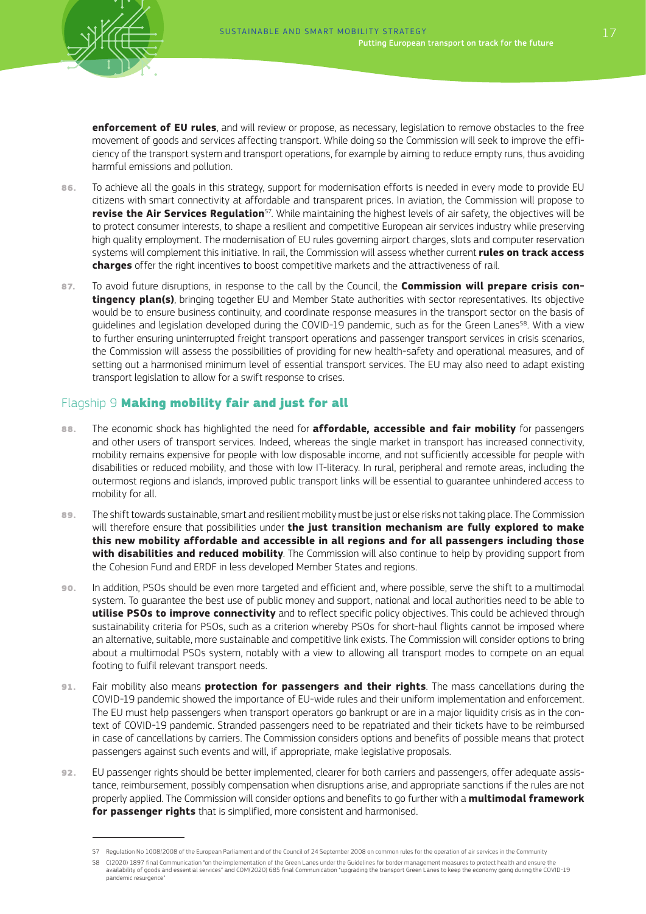**enforcement of EU rules**, and will review or propose, as necessary, legislation to remove obstacles to the free movement of goods and services affecting transport. While doing so the Commission will seek to improve the efficiency of the transport system and transport operations, for example by aiming to reduce empty runs, thus avoiding harmful emissions and pollution.

**86.** To achieve all the goals in this strategy, support for modernisation efforts is needed in every mode to provide EU citizens with smart connectivity at affordable and transparent prices. In aviation, the Commission will propose to **revise the Air Services Regulation**[57]. While maintaining the highest levels of air safety, the objectives will be to protect consumer interests, to shape a resilient and competitive European air services industry while preserving high quality employment. The modernisation of EU rules governing airport charges, slots and computer reservation systems will complement this initiative. In rail, the Commission will assess whether current **rules on track access charges** offer the right incentives to boost competitive markets and the attractiveness of rail.

**87.** To avoid future disruptions, in response to the call by the Council, the **Commission will prepare crisis contingency plan(s)**, bringing together EU and Member State authorities with sector representatives. Its objective would be to ensure business continuity, and coordinate response measures in the transport sector on the basis of guidelines and legislation developed during the COVID-19 pandemic, such as for the Green Lanes[58]. With a view to further ensuring uninterrupted freight transport operations and passenger transport services in crisis scenarios, the Commission will assess the possibilities of providing for new health-safety and operational measures, and of setting out a harmonised minimum level of essential transport services. The EU may also need to adapt existing transport legislation to allow for a swift response to crises.

## Flagship 9 **Making mobility fair and just for all**

**88.** The economic shock has highlighted the need for **affordable, accessible and fair mobility** for passengers and other users of transport services. Indeed, whereas the single market in transport has increased connectivity, mobility remains expensive for people with low disposable income, and not sufficiently accessible for people with disabilities or reduced mobility, and those with low IT-literacy. In rural, peripheral and remote areas, including the outermost regions and islands, improved public transport links will be essential to guarantee unhindered access to mobility for all.

**89.** The shift towards sustainable, smart and resilient mobility must be just or else risks not taking place. The Commission will therefore ensure that possibilities under **the just transition mechanism are fully explored to make this new mobility affordable and accessible in all regions and for all passengers including those with disabilities and reduced mobility**. The Commission will also continue to help by providing support from the Cohesion Fund and ERDF in less developed Member States and regions.

**90.** In addition, PSOs should be even more targeted and efficient and, where possible, serve the shift to a multimodal system. To guarantee the best use of public money and support, national and local authorities need to be able to **utilise PSOs to improve connectivity** and to reflect specific policy objectives. This could be achieved through sustainability criteria for PSOs, such as a criterion whereby PSOs for short-haul flights cannot be imposed where an alternative, suitable, more sustainable and competitive link exists. The Commission will consider options to bring about a multimodal PSOs system, notably with a view to allowing all transport modes to compete on an equal footing to fulfil relevant transport needs.

**91.** Fair mobility also means **protection for passengers and their rights**. The mass cancellations during the COVID-19 pandemic showed the importance of EU-wide rules and their uniform implementation and enforcement. The EU must help passengers when transport operators go bankrupt or are in a major liquidity crisis as in the context of COVID-19 pandemic. Stranded passengers need to be repatriated and their tickets have to be reimbursed in case of cancellations by carriers. The Commission considers options and benefits of possible means that protect passengers against such events and will, if appropriate, make legislative proposals.

**92.** EU passenger rights should be better implemented, clearer for both carriers and passengers, offer adequate assistance, reimbursement, possibly compensation when disruptions arise, and appropriate sanctions if the rules are not properly applied. The Commission will consider options and benefits to go further with a **multimodal framework for passenger rights** that is simplified, more consistent and harmonised.

---

57 Regulation No 1008/2008 of the European Parliament and of the Council of 24 September 2008 on common rules for the operation of air services in the Community

58 C(2020) 1897 final Communication "on the implementation of the Green Lanes under the Guidelines for border management measures to protect health and ensure the availability of goods and essential services" and COM(2020) 685 final Communication "upgrading the transport Green Lanes to keep the economy going during the COVID-19 pandemic resurgence"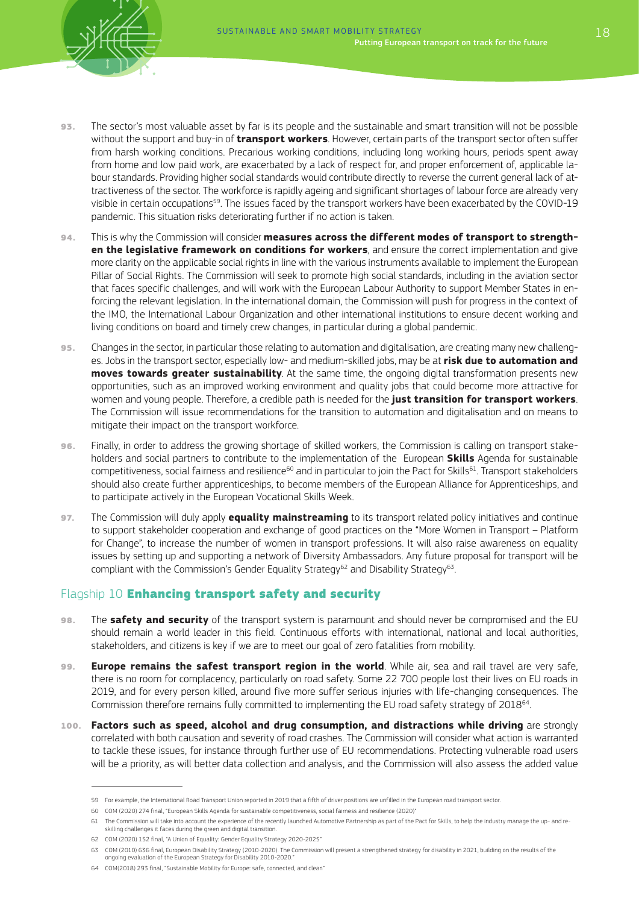93. The sector's most valuable asset by far is its people and the sustainable and smart transition will not be possible without the support and buy-in of **transport workers**. However, certain parts of the transport sector often suffer from harsh working conditions. Precarious working conditions, including long working hours, periods spent away from home and low paid work, are exacerbated by a lack of respect for, and proper enforcement of, applicable labour standards. Providing higher social standards would contribute directly to reverse the current general lack of attractiveness of the sector. The workforce is rapidly ageing and significant shortages of labour force are already very visible in certain occupations[59]. The issues faced by the transport workers have been exacerbated by the COVID-19 pandemic. This situation risks deteriorating further if no action is taken.

94. This is why the Commission will consider **measures across the different modes of transport to strengthen the legislative framework on conditions for workers**, and ensure the correct implementation and give more clarity on the applicable social rights in line with the various instruments available to implement the European Pillar of Social Rights. The Commission will seek to promote high social standards, including in the aviation sector that faces specific challenges, and will work with the European Labour Authority to support Member States in enforcing the relevant legislation. In the international domain, the Commission will push for progress in the context of the IMO, the International Labour Organization and other international institutions to ensure decent working and living conditions on board and timely crew changes, in particular during a global pandemic.

95. Changes in the sector, in particular those relating to automation and digitalisation, are creating many new challenges. Jobs in the transport sector, especially low- and medium-skilled jobs, may be at **risk due to automation and moves towards greater sustainability**. At the same time, the ongoing digital transformation presents new opportunities, such as an improved working environment and quality jobs that could become more attractive for women and young people. Therefore, a credible path is needed for the **just transition for transport workers**. The Commission will issue recommendations for the transition to automation and digitalisation and on means to mitigate their impact on the transport workforce.

96. Finally, in order to address the growing shortage of skilled workers, the Commission is calling on transport stakeholders and social partners to contribute to the implementation of the European **Skills** Agenda for sustainable competitiveness, social fairness and resilience[60] and in particular to join the Pact for Skills[61]. Transport stakeholders should also create further apprenticeships, to become members of the European Alliance for Apprenticeships, and to participate actively in the European Vocational Skills Week.

97. The Commission will duly apply **equality mainstreaming** to its transport related policy initiatives and continue to support stakeholder cooperation and exchange of good practices on the "More Women in Transport – Platform for Change", to increase the number of women in transport professions. It will also raise awareness on equality issues by setting up and supporting a network of Diversity Ambassadors. Any future proposal for transport will be compliant with the Commission's Gender Equality Strategy[62] and Disability Strategy[63].

## Flagship 10 **Enhancing transport safety and security**

98. The **safety and security** of the transport system is paramount and should never be compromised and the EU should remain a world leader in this field. Continuous efforts with international, national and local authorities, stakeholders, and citizens is key if we are to meet our goal of zero fatalities from mobility.

99. **Europe remains the safest transport region in the world**. While air, sea and rail travel are very safe, there is no room for complacency, particularly on road safety. Some 22 700 people lost their lives on EU roads in 2019, and for every person killed, around five more suffer serious injuries with life-changing consequences. The Commission therefore remains fully committed to implementing the EU road safety strategy of 2018[64].

100. **Factors such as speed, alcohol and drug consumption, and distractions while driving** are strongly correlated with both causation and severity of road crashes. The Commission will consider what action is warranted to tackle these issues, for instance through further use of EU recommendations. Protecting vulnerable road users will be a priority, as will better data collection and analysis, and the Commission will also assess the added value

---

59 For example, the International Road Transport Union reported in 2019 that a fifth of driver positions are unfilled in the European road transport sector.

60 COM (2020) 274 final, "European Skills Agenda for sustainable competitiveness, social fairness and resilience (2020)"

61 The Commission will take into account the experience of the recently launched Automotive Partnership as part of the Pact for Skills, to help the industry manage the up- and re-skilling challenges it faces during the green and digital transition.

62 COM (2020) 152 final, "A Union of Equality: Gender Equality Strategy 2020-2025"

63 COM (2010) 636 final, European Disability Strategy (2010-2020). The Commission will present a strengthened strategy for disability in 2021, building on the results of the ongoing evaluation of the European Strategy for Disability 2010-2020."

64 COM(2018) 293 final, "Sustainable Mobility for Europe: safe, connected, and clean"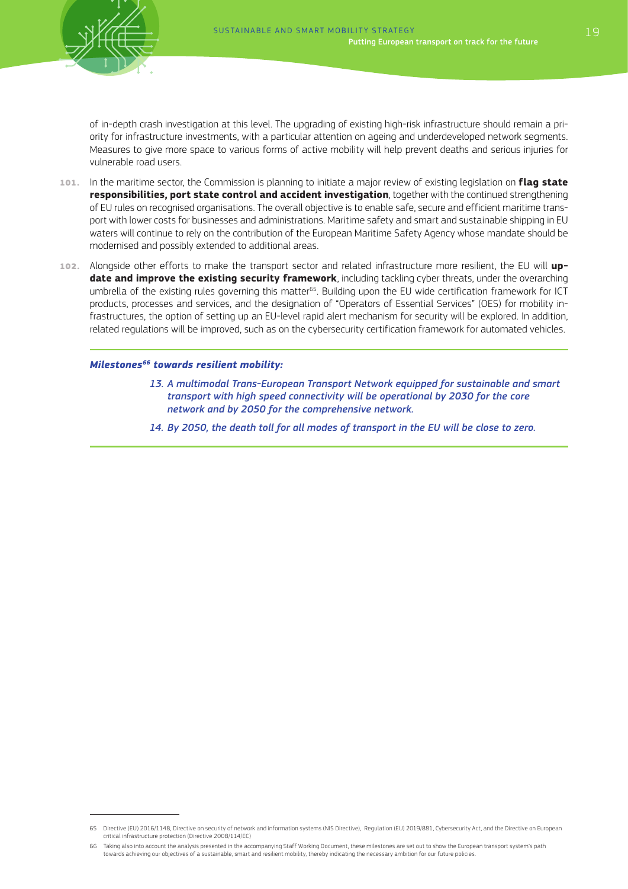of in-depth crash investigation at this level. The upgrading of existing high-risk infrastructure should remain a priority for infrastructure investments, with a particular attention on ageing and underdeveloped network segments. Measures to give more space to various forms of active mobility will help prevent deaths and serious injuries for vulnerable road users.

**101.** In the maritime sector, the Commission is planning to initiate a major review of existing legislation on **flag state responsibilities, port state control and accident investigation**, together with the continued strengthening of EU rules on recognised organisations. The overall objective is to enable safe, secure and efficient maritime transport with lower costs for businesses and administrations. Maritime safety and smart and sustainable shipping in EU waters will continue to rely on the contribution of the European Maritime Safety Agency whose mandate should be modernised and possibly extended to additional areas.

**102.** Alongside other efforts to make the transport sector and related infrastructure more resilient, the EU will **update and improve the existing security framework**, including tackling cyber threats, under the overarching umbrella of the existing rules governing this matter[65]. Building upon the EU wide certification framework for ICT products, processes and services, and the designation of "Operators of Essential Services" (OES) for mobility infrastructures, the option of setting up an EU-level rapid alert mechanism for security will be explored. In addition, related regulations will be improved, such as on the cybersecurity certification framework for automated vehicles.

---

***Milestones[66] towards resilient mobility:***

*13. A multimodal Trans-European Transport Network equipped for sustainable and smart transport with high speed connectivity will be operational by 2030 for the core network and by 2050 for the comprehensive network.*

*14. By 2050, the death toll for all modes of transport in the EU will be close to zero.*

---

65 Directive (EU) 2016/1148, Directive on security of network and information systems (NIS Directive), Regulation (EU) 2019/881, Cybersecurity Act, and the Directive on European critical infrastructure protection (Directive 2008/114/EC)

66 Taking also into account the analysis presented in the accompanying Staff Working Document, these milestones are set out to show the European transport system's path towards achieving our objectives of a sustainable, smart and resilient mobility, thereby indicating the necessary ambition for our future policies.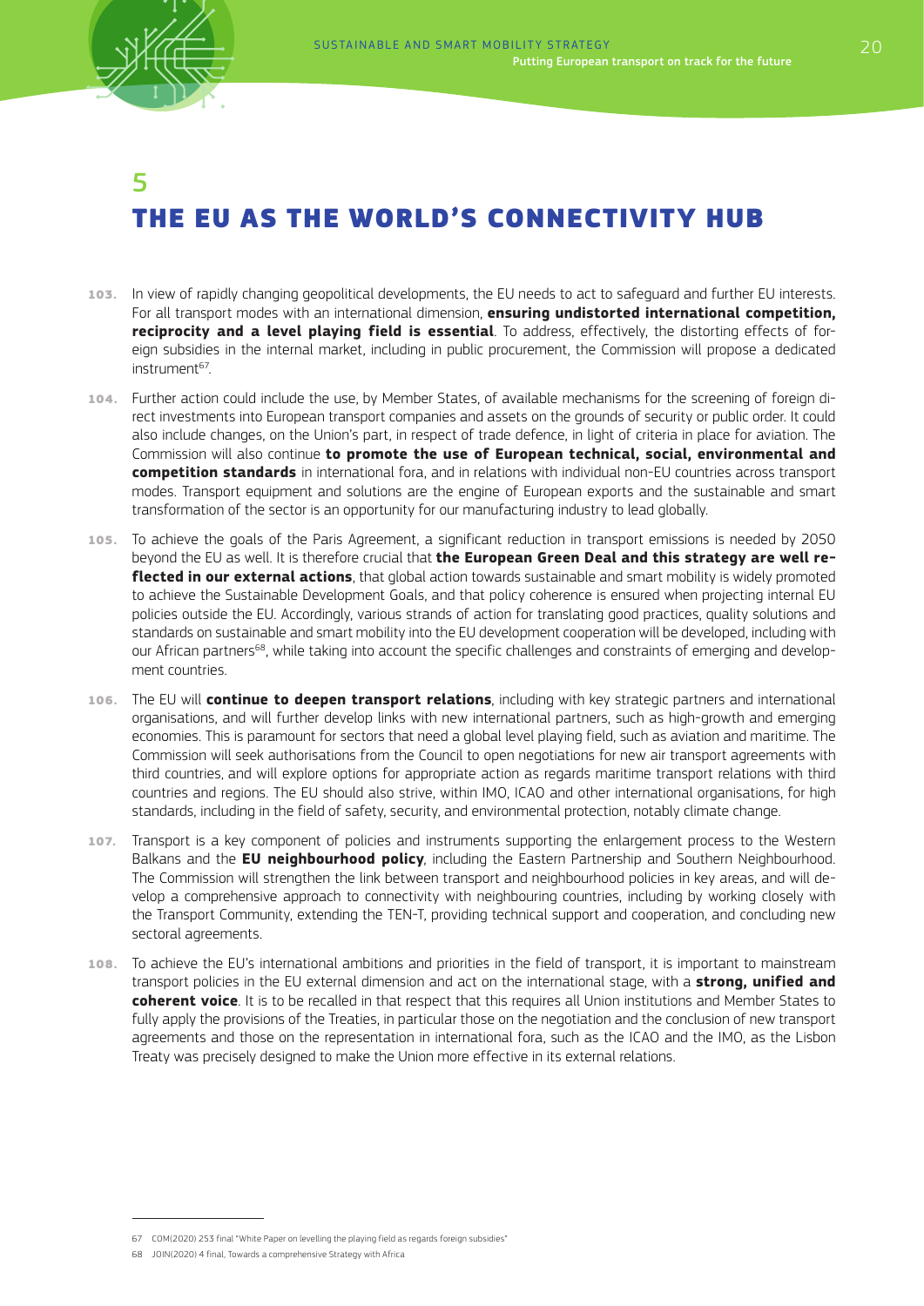# 5 THE EU AS THE WORLD'S CONNECTIVITY HUB

**103.** In view of rapidly changing geopolitical developments, the EU needs to act to safeguard and further EU interests. For all transport modes with an international dimension, **ensuring undistorted international competition, reciprocity and a level playing field is essential**. To address, effectively, the distorting effects of foreign subsidies in the internal market, including in public procurement, the Commission will propose a dedicated instrument[67].

**104.** Further action could include the use, by Member States, of available mechanisms for the screening of foreign direct investments into European transport companies and assets on the grounds of security or public order. It could also include changes, on the Union's part, in respect of trade defence, in light of criteria in place for aviation. The Commission will also continue **to promote the use of European technical, social, environmental and competition standards** in international fora, and in relations with individual non-EU countries across transport modes. Transport equipment and solutions are the engine of European exports and the sustainable and smart transformation of the sector is an opportunity for our manufacturing industry to lead globally.

**105.** To achieve the goals of the Paris Agreement, a significant reduction in transport emissions is needed by 2050 beyond the EU as well. It is therefore crucial that **the European Green Deal and this strategy are well reflected in our external actions**, that global action towards sustainable and smart mobility is widely promoted to achieve the Sustainable Development Goals, and that policy coherence is ensured when projecting internal EU policies outside the EU. Accordingly, various strands of action for translating good practices, quality solutions and standards on sustainable and smart mobility into the EU development cooperation will be developed, including with our African partners[68], while taking into account the specific challenges and constraints of emerging and development countries.

**106.** The EU will **continue to deepen transport relations**, including with key strategic partners and international organisations, and will further develop links with new international partners, such as high-growth and emerging economies. This is paramount for sectors that need a global level playing field, such as aviation and maritime. The Commission will seek authorisations from the Council to open negotiations for new air transport agreements with third countries, and will explore options for appropriate action as regards maritime transport relations with third countries and regions. The EU should also strive, within IMO, ICAO and other international organisations, for high standards, including in the field of safety, security, and environmental protection, notably climate change.

**107.** Transport is a key component of policies and instruments supporting the enlargement process to the Western Balkans and the **EU neighbourhood policy**, including the Eastern Partnership and Southern Neighbourhood. The Commission will strengthen the link between transport and neighbourhood policies in key areas, and will develop a comprehensive approach to connectivity with neighbouring countries, including by working closely with the Transport Community, extending the TEN-T, providing technical support and cooperation, and concluding new sectoral agreements.

**108.** To achieve the EU's international ambitions and priorities in the field of transport, it is important to mainstream transport policies in the EU external dimension and act on the international stage, with a **strong, unified and coherent voice**. It is to be recalled in that respect that this requires all Union institutions and Member States to fully apply the provisions of the Treaties, in particular those on the negotiation and the conclusion of new transport agreements and those on the representation in international fora, such as the ICAO and the IMO, as the Lisbon Treaty was precisely designed to make the Union more effective in its external relations.

---

67 COM(2020) 253 final "White Paper on levelling the playing field as regards foreign subsidies"

68 JOIN(2020) 4 final, Towards a comprehensive Strategy with Africa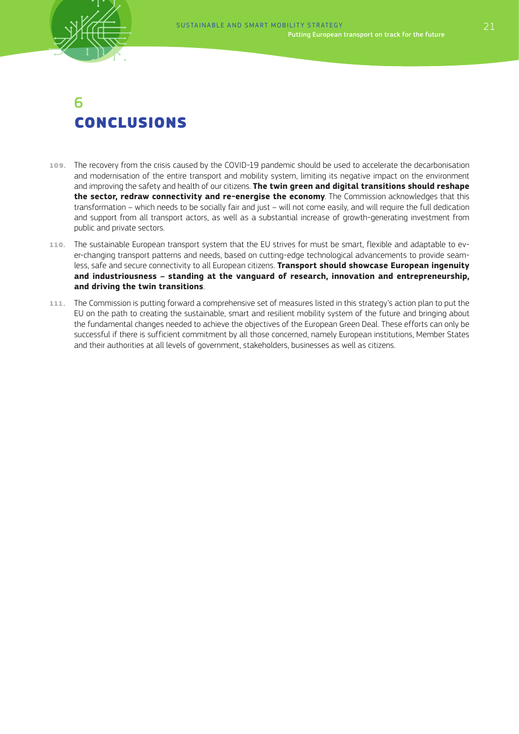# 6 CONCLUSIONS

109. The recovery from the crisis caused by the COVID-19 pandemic should be used to accelerate the decarbonisation and modernisation of the entire transport and mobility system, limiting its negative impact on the environment and improving the safety and health of our citizens. **The twin green and digital transitions should reshape the sector, redraw connectivity and re-energise the economy**. The Commission acknowledges that this transformation – which needs to be socially fair and just – will not come easily, and will require the full dedication and support from all transport actors, as well as a substantial increase of growth-generating investment from public and private sectors.

110. The sustainable European transport system that the EU strives for must be smart, flexible and adaptable to ever-changing transport patterns and needs, based on cutting-edge technological advancements to provide seamless, safe and secure connectivity to all European citizens. **Transport should showcase European ingenuity and industriousness – standing at the vanguard of research, innovation and entrepreneurship, and driving the twin transitions**.

111. The Commission is putting forward a comprehensive set of measures listed in this strategy's action plan to put the EU on the path to creating the sustainable, smart and resilient mobility system of the future and bringing about the fundamental changes needed to achieve the objectives of the European Green Deal. These efforts can only be successful if there is sufficient commitment by all those concerned, namely European institutions, Member States and their authorities at all levels of government, stakeholders, businesses as well as citizens.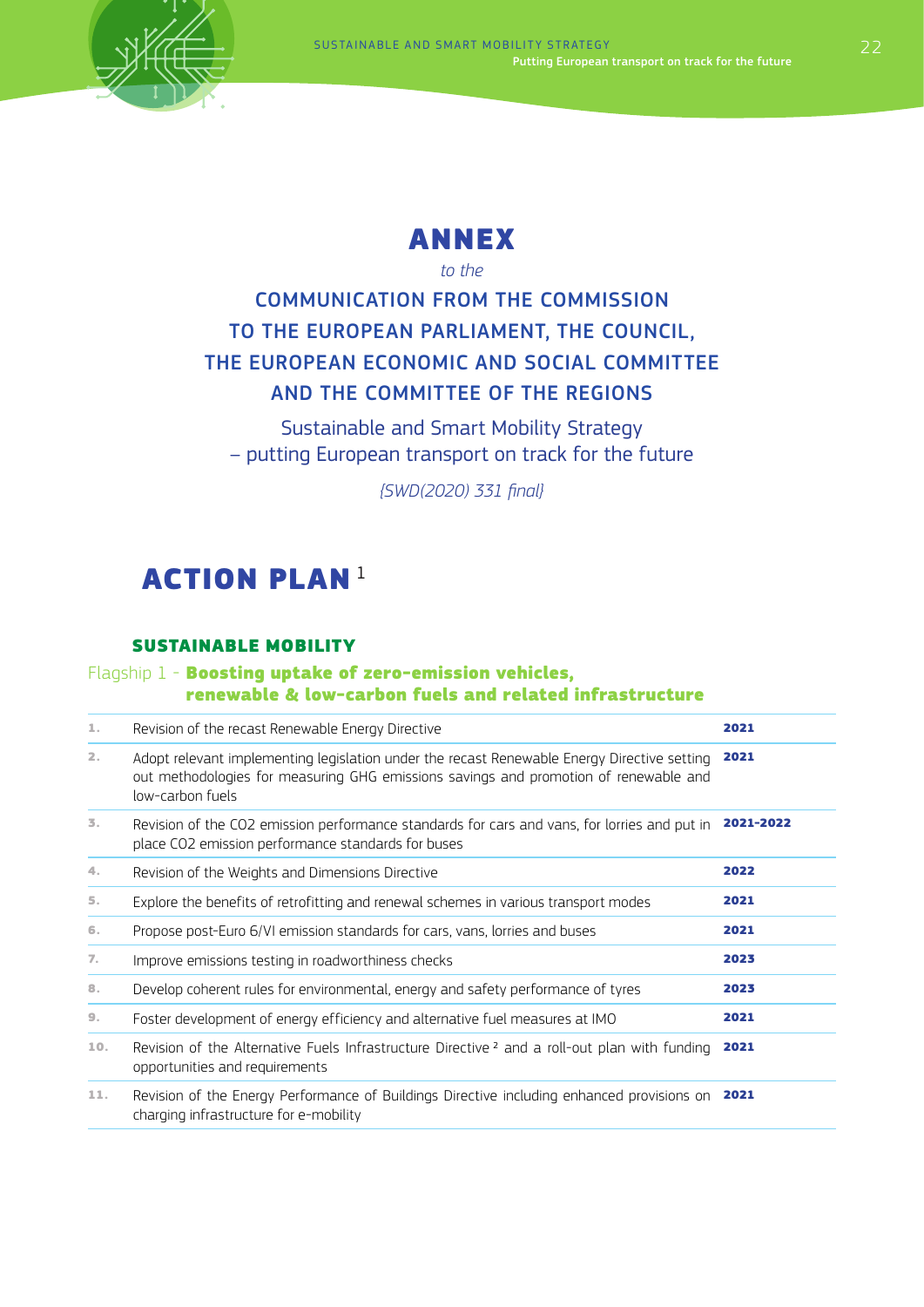# ANNEX

*to the*

## COMMUNICATION FROM THE COMMISSION TO THE EUROPEAN PARLIAMENT, THE COUNCIL, THE EUROPEAN ECONOMIC AND SOCIAL COMMITTEE AND THE COMMITTEE OF THE REGIONS

Sustainable and Smart Mobility Strategy
– putting European transport on track for the future

*{SWD(2020) 331 final}*

# ACTION PLAN [1]

### SUSTAINABLE MOBILITY

#### Flagship 1 - **Boosting uptake of zero-emission vehicles, renewable & low-carbon fuels and related infrastructure**

| | | |
|---|---|---|
| 1. | Revision of the recast Renewable Energy Directive | **2021** |
| 2. | Adopt relevant implementing legislation under the recast Renewable Energy Directive setting out methodologies for measuring GHG emissions savings and promotion of renewable and low-carbon fuels | **2021** |
| 3. | Revision of the CO2 emission performance standards for cars and vans, for lorries and put in place CO2 emission performance standards for buses | **2021-2022** |
| 4. | Revision of the Weights and Dimensions Directive | **2022** |
| 5. | Explore the benefits of retrofitting and renewal schemes in various transport modes | **2021** |
| 6. | Propose post-Euro 6/VI emission standards for cars, vans, lorries and buses | **2021** |
| 7. | Improve emissions testing in roadworthiness checks | **2023** |
| 8. | Develop coherent rules for environmental, energy and safety performance of tyres | **2023** |
| 9. | Foster development of energy efficiency and alternative fuel measures at IMO | **2021** |
| 10. | Revision of the Alternative Fuels Infrastructure Directive [2] and a roll-out plan with funding opportunities and requirements | **2021** |
| 11. | Revision of the Energy Performance of Buildings Directive including enhanced provisions on charging infrastructure for e-mobility | **2021** |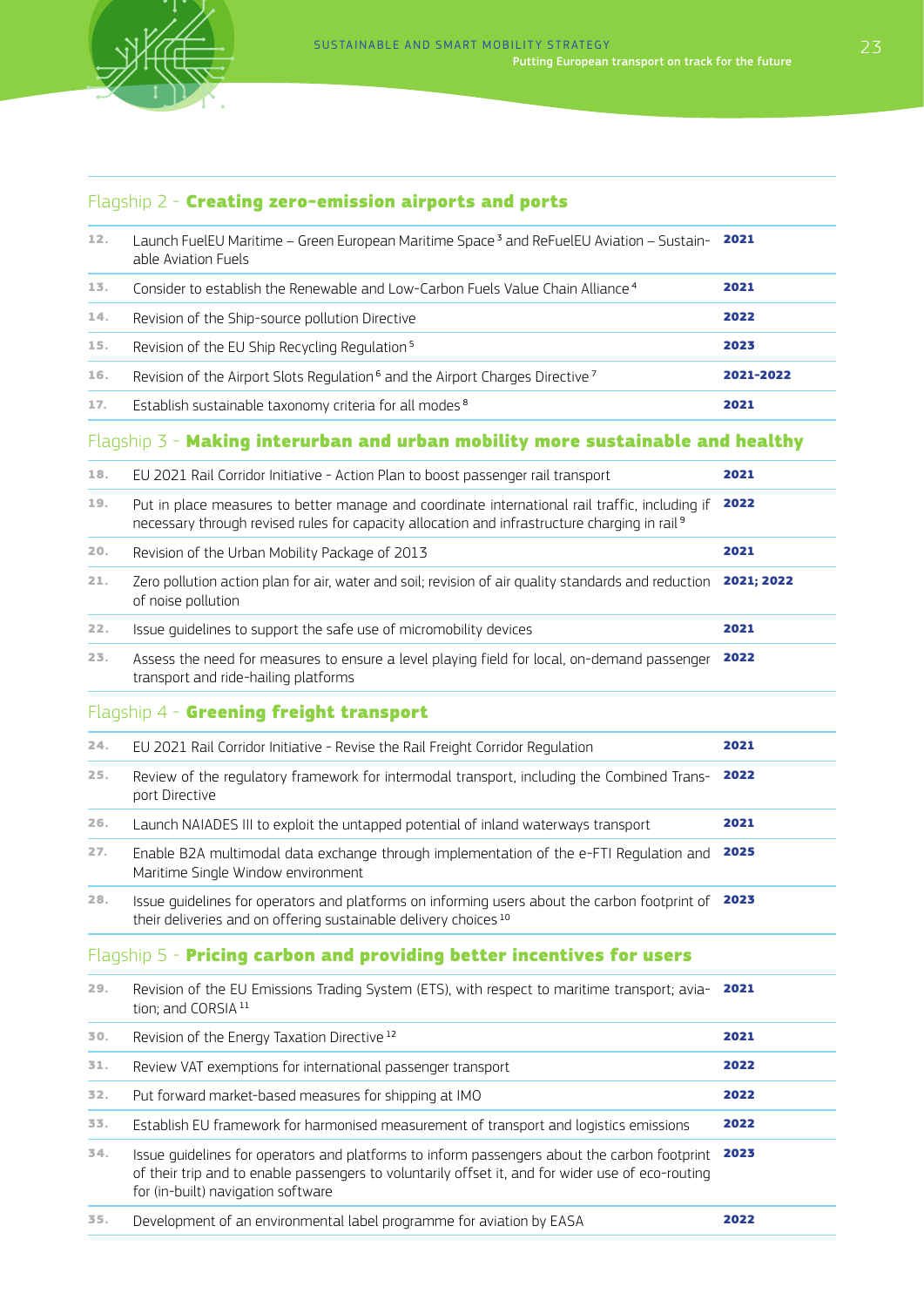## Flagship 2 - Creating zero-emission airports and ports

| | | |
|---|---|---|
| 12. | Launch FuelEU Maritime – Green European Maritime Space [3] and ReFuelEU Aviation – Sustainable Aviation Fuels | 2021 |
| 13. | Consider to establish the Renewable and Low-Carbon Fuels Value Chain Alliance [4] | 2021 |
| 14. | Revision of the Ship-source pollution Directive | 2022 |
| 15. | Revision of the EU Ship Recycling Regulation [5] | 2023 |
| 16. | Revision of the Airport Slots Regulation [6] and the Airport Charges Directive [7] | 2021-2022 |
| 17. | Establish sustainable taxonomy criteria for all modes [8] | 2021 |

## Flagship 3 - Making interurban and urban mobility more sustainable and healthy

| | | |
|---|---|---|
| 18. | EU 2021 Rail Corridor Initiative - Action Plan to boost passenger rail transport | 2021 |
| 19. | Put in place measures to better manage and coordinate international rail traffic, including if necessary through revised rules for capacity allocation and infrastructure charging in rail [9] | 2022 |
| 20. | Revision of the Urban Mobility Package of 2013 | 2021 |
| 21. | Zero pollution action plan for air, water and soil; revision of air quality standards and reduction of noise pollution | 2021; 2022 |
| 22. | Issue guidelines to support the safe use of micromobility devices | 2021 |
| 23. | Assess the need for measures to ensure a level playing field for local, on-demand passenger transport and ride-hailing platforms | 2022 |

## Flagship 4 - Greening freight transport

| | | |
|---|---|---|
| 24. | EU 2021 Rail Corridor Initiative - Revise the Rail Freight Corridor Regulation | 2021 |
| 25. | Review of the regulatory framework for intermodal transport, including the Combined Transport Directive | 2022 |
| 26. | Launch NAIADES III to exploit the untapped potential of inland waterways transport | 2021 |
| 27. | Enable B2A multimodal data exchange through implementation of the e-FTI Regulation and Maritime Single Window environment | 2025 |
| 28. | Issue guidelines for operators and platforms on informing users about the carbon footprint of their deliveries and on offering sustainable delivery choices [10] | 2023 |

## Flagship 5 - Pricing carbon and providing better incentives for users

| | | |
|---|---|---|
| 29. | Revision of the EU Emissions Trading System (ETS), with respect to maritime transport; aviation; and CORSIA [11] | 2021 |
| 30. | Revision of the Energy Taxation Directive [12] | 2021 |
| 31. | Review VAT exemptions for international passenger transport | 2022 |
| 32. | Put forward market-based measures for shipping at IMO | 2022 |
| 33. | Establish EU framework for harmonised measurement of transport and logistics emissions | 2022 |
| 34. | Issue guidelines for operators and platforms to inform passengers about the carbon footprint of their trip and to enable passengers to voluntarily offset it, and for wider use of eco-routing for (in-built) navigation software | 2023 |
| 35. | Development of an environmental label programme for aviation by EASA | 2022 |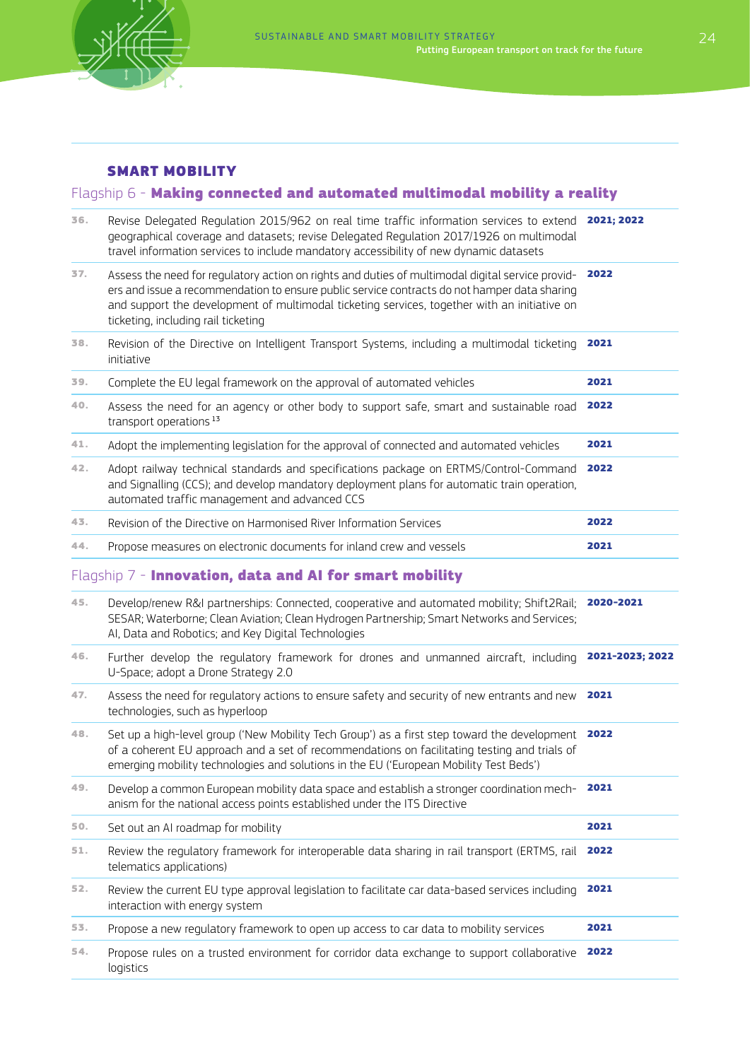## SMART MOBILITY

### Flagship 6 - **Making connected and automated multimodal mobility a reality**

| | | |
|---|---|---|
| 36. | Revise Delegated Regulation 2015/962 on real time traffic information services to extend geographical coverage and datasets; revise Delegated Regulation 2017/1926 on multimodal travel information services to include mandatory accessibility of new dynamic datasets | **2021; 2022** |
| 37. | Assess the need for regulatory action on rights and duties of multimodal digital service providers and issue a recommendation to ensure public service contracts do not hamper data sharing and support the development of multimodal ticketing services, together with an initiative on ticketing, including rail ticketing | **2022** |
| 38. | Revision of the Directive on Intelligent Transport Systems, including a multimodal ticketing initiative | **2021** |
| 39. | Complete the EU legal framework on the approval of automated vehicles | **2021** |
| 40. | Assess the need for an agency or other body to support safe, smart and sustainable road transport operations [13] | **2022** |
| 41. | Adopt the implementing legislation for the approval of connected and automated vehicles | **2021** |
| 42. | Adopt railway technical standards and specifications package on ERTMS/Control-Command and Signalling (CCS); and develop mandatory deployment plans for automatic train operation, automated traffic management and advanced CCS | **2022** |
| 43. | Revision of the Directive on Harmonised River Information Services | **2022** |
| 44. | Propose measures on electronic documents for inland crew and vessels | **2021** |

### Flagship 7 - **Innovation, data and AI for smart mobility**

| | | |
|---|---|---|
| 45. | Develop/renew R&I partnerships: Connected, cooperative and automated mobility; Shift2Rail; SESAR; Waterborne; Clean Aviation; Clean Hydrogen Partnership; Smart Networks and Services; AI, Data and Robotics; and Key Digital Technologies | **2020-2021** |
| 46. | Further develop the regulatory framework for drones and unmanned aircraft, including U-Space; adopt a Drone Strategy 2.0 | **2021-2023; 2022** |
| 47. | Assess the need for regulatory actions to ensure safety and security of new entrants and new technologies, such as hyperloop | **2021** |
| 48. | Set up a high-level group ('New Mobility Tech Group') as a first step toward the development of a coherent EU approach and a set of recommendations on facilitating testing and trials of emerging mobility technologies and solutions in the EU ('European Mobility Test Beds') | **2022** |
| 49. | Develop a common European mobility data space and establish a stronger coordination mechanism for the national access points established under the ITS Directive | **2021** |
| 50. | Set out an AI roadmap for mobility | **2021** |
| 51. | Review the regulatory framework for interoperable data sharing in rail transport (ERTMS, rail telematics applications) | **2022** |
| 52. | Review the current EU type approval legislation to facilitate car data-based services including interaction with energy system | **2021** |
| 53. | Propose a new regulatory framework to open up access to car data to mobility services | **2021** |
| 54. | Propose rules on a trusted environment for corridor data exchange to support collaborative logistics | **2022** |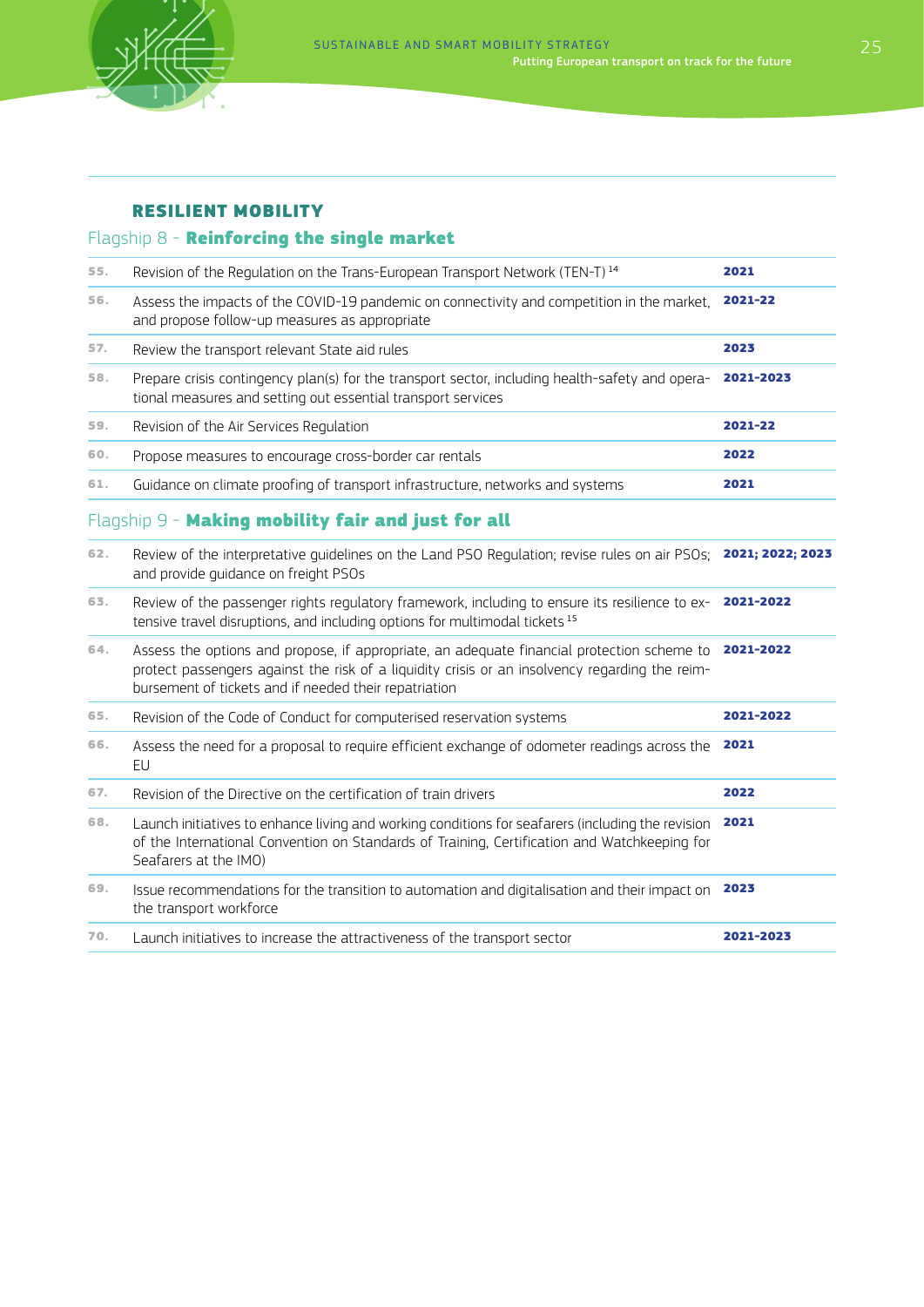## RESILIENT MOBILITY

### Flagship 8 - **Reinforcing the single market**

| | | |
|---|---|---|
| 55. | Revision of the Regulation on the Trans-European Transport Network (TEN-T) [14] | 2021 |
| 56. | Assess the impacts of the COVID-19 pandemic on connectivity and competition in the market, and propose follow-up measures as appropriate | 2021-22 |
| 57. | Review the transport relevant State aid rules | 2023 |
| 58. | Prepare crisis contingency plan(s) for the transport sector, including health-safety and operational measures and setting out essential transport services | 2021-2023 |
| 59. | Revision of the Air Services Regulation | 2021-22 |
| 60. | Propose measures to encourage cross-border car rentals | 2022 |
| 61. | Guidance on climate proofing of transport infrastructure, networks and systems | 2021 |

### Flagship 9 - **Making mobility fair and just for all**

| | | |
|---|---|---|
| 62. | Review of the interpretative guidelines on the Land PSO Regulation; revise rules on air PSOs; and provide guidance on freight PSOs | 2021; 2022; 2023 |
| 63. | Review of the passenger rights regulatory framework, including to ensure its resilience to extensive travel disruptions, and including options for multimodal tickets [15] | 2021-2022 |
| 64. | Assess the options and propose, if appropriate, an adequate financial protection scheme to protect passengers against the risk of a liquidity crisis or an insolvency regarding the reimbursement of tickets and if needed their repatriation | 2021-2022 |
| 65. | Revision of the Code of Conduct for computerised reservation systems | 2021-2022 |
| 66. | Assess the need for a proposal to require efficient exchange of odometer readings across the EU | 2021 |
| 67. | Revision of the Directive on the certification of train drivers | 2022 |
| 68. | Launch initiatives to enhance living and working conditions for seafarers (including the revision of the International Convention on Standards of Training, Certification and Watchkeeping for Seafarers at the IMO) | 2021 |
| 69. | Issue recommendations for the transition to automation and digitalisation and their impact on the transport workforce | 2023 |
| 70. | Launch initiatives to increase the attractiveness of the transport sector | 2021-2023 |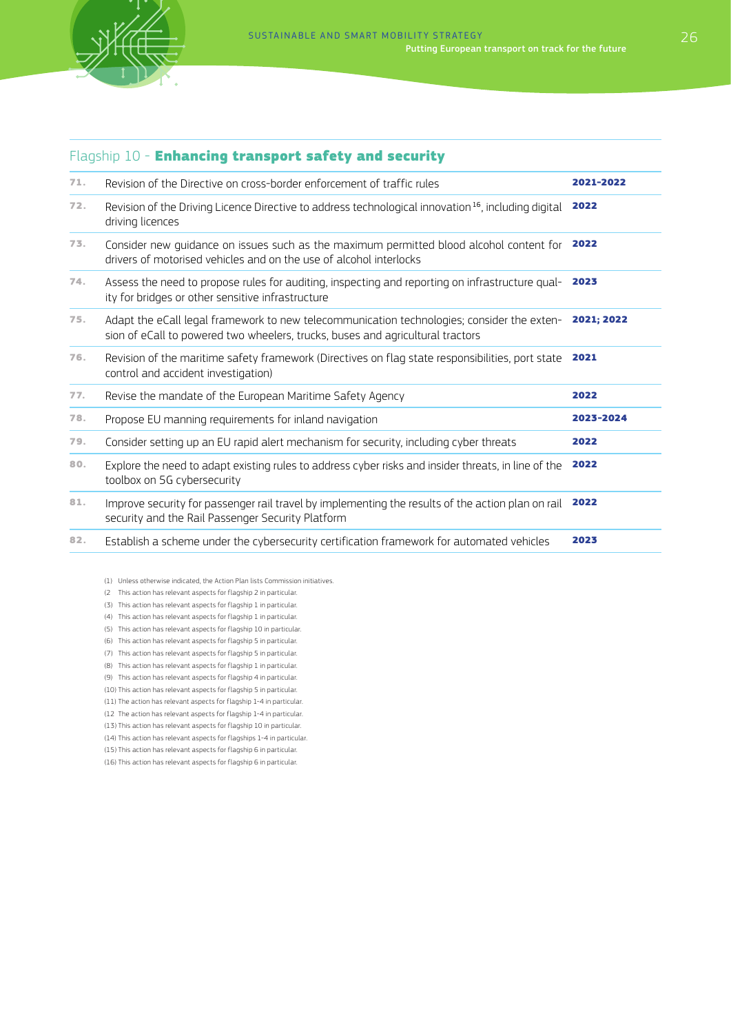## Flagship 10 - **Enhancing transport safety and security**

| | | |
|---|---|---|
| **71.** | Revision of the Directive on cross-border enforcement of traffic rules | **2021-2022** |
| **72.** | Revision of the Driving Licence Directive to address technological innovation[16], including digital driving licences | **2022** |
| **73.** | Consider new guidance on issues such as the maximum permitted blood alcohol content for drivers of motorised vehicles and on the use of alcohol interlocks | **2022** |
| **74.** | Assess the need to propose rules for auditing, inspecting and reporting on infrastructure quality for bridges or other sensitive infrastructure | **2023** |
| **75.** | Adapt the eCall legal framework to new telecommunication technologies; consider the extension of eCall to powered two wheelers, trucks, buses and agricultural tractors | **2021; 2022** |
| **76.** | Revision of the maritime safety framework (Directives on flag state responsibilities, port state control and accident investigation) | **2021** |
| **77.** | Revise the mandate of the European Maritime Safety Agency | **2022** |
| **78.** | Propose EU manning requirements for inland navigation | **2023-2024** |
| **79.** | Consider setting up an EU rapid alert mechanism for security, including cyber threats | **2022** |
| **80.** | Explore the need to adapt existing rules to address cyber risks and insider threats, in line of the toolbox on 5G cybersecurity | **2022** |
| **81.** | Improve security for passenger rail travel by implementing the results of the action plan on rail security and the Rail Passenger Security Platform | **2022** |
| **82.** | Establish a scheme under the cybersecurity certification framework for automated vehicles | **2023** |

(1) Unless otherwise indicated, the Action Plan lists Commission initiatives.
(2 This action has relevant aspects for flagship 2 in particular.
(3) This action has relevant aspects for flagship 1 in particular.
(4) This action has relevant aspects for flagship 1 in particular.
(5) This action has relevant aspects for flagship 10 in particular.
(6) This action has relevant aspects for flagship 5 in particular.
(7) This action has relevant aspects for flagship 5 in particular.
(8) This action has relevant aspects for flagship 1 in particular.
(9) This action has relevant aspects for flagship 4 in particular.
(10) This action has relevant aspects for flagship 5 in particular.
(11) The action has relevant aspects for flagship 1-4 in particular.
(12 The action has relevant aspects for flagship 1-4 in particular.
(13) This action has relevant aspects for flagship 10 in particular.
(14) This action has relevant aspects for flagships 1-4 in particular.
(15) This action has relevant aspects for flagship 6 in particular.
(16) This action has relevant aspects for flagship 6 in particular.